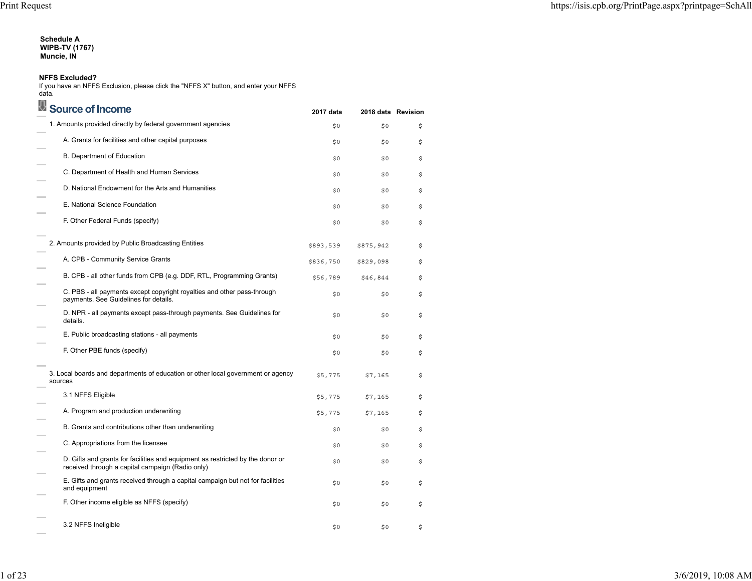**Schedule A**
**WIPB-TV (1767)**
**Muncie, IN**

**NFFS Excluded?**
If you have an NFFS Exclusion, please click the "NFFS X" button, and enter your NFFS data.

## Source of Income

| | 2017 data | 2018 data | Revision |
|---|---|---|---|
| 1. Amounts provided directly by federal government agencies | $0 | $0 | $ |
| A. Grants for facilities and other capital purposes | $0 | $0 | $ |
| B. Department of Education | $0 | $0 | $ |
| C. Department of Health and Human Services | $0 | $0 | $ |
| D. National Endowment for the Arts and Humanities | $0 | $0 | $ |
| E. National Science Foundation | $0 | $0 | $ |
| F. Other Federal Funds (specify) | $0 | $0 | $ |
| 2. Amounts provided by Public Broadcasting Entities | $893,539 | $875,942 | $ |
| A. CPB - Community Service Grants | $836,750 | $829,098 | $ |
| B. CPB - all other funds from CPB (e.g. DDF, RTL, Programming Grants) | $56,789 | $46,844 | $ |
| C. PBS - all payments except copyright royalties and other pass-through payments. See Guidelines for details. | $0 | $0 | $ |
| D. NPR - all payments except pass-through payments. See Guidelines for details. | $0 | $0 | $ |
| E. Public broadcasting stations - all payments | $0 | $0 | $ |
| F. Other PBE funds (specify) | $0 | $0 | $ |
| 3. Local boards and departments of education or other local government or agency sources | $5,775 | $7,165 | $ |
| 3.1 NFFS Eligible | $5,775 | $7,165 | $ |
| A. Program and production underwriting | $5,775 | $7,165 | $ |
| B. Grants and contributions other than underwriting | $0 | $0 | $ |
| C. Appropriations from the licensee | $0 | $0 | $ |
| D. Gifts and grants for facilities and equipment as restricted by the donor or received through a capital campaign (Radio only) | $0 | $0 | $ |
| E. Gifts and grants received through a capital campaign but not for facilities and equipment | $0 | $0 | $ |
| F. Other income eligible as NFFS (specify) | $0 | $0 | $ |
| 3.2 NFFS Ineligible | $0 | $0 | $ |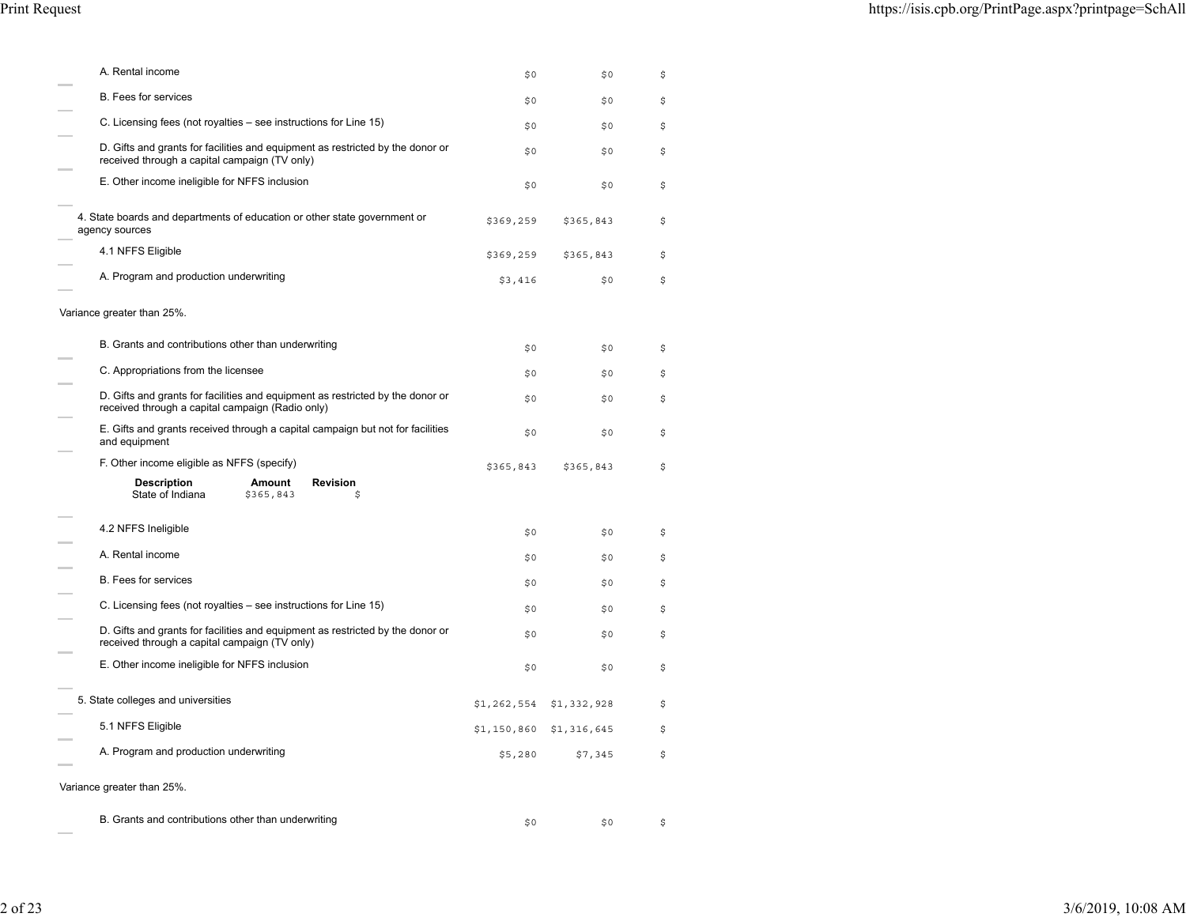| | | | |
|---|---|---|---|
| A. Rental income | $0 | $0 | $ |
| B. Fees for services | $0 | $0 | $ |
| C. Licensing fees (not royalties – see instructions for Line 15) | $0 | $0 | $ |
| D. Gifts and grants for facilities and equipment as restricted by the donor or received through a capital campaign (TV only) | $0 | $0 | $ |
| E. Other income ineligible for NFFS inclusion | $0 | $0 | $ |
| 4. State boards and departments of education or other state government or agency sources | $369,259 | $365,843 | $ |
| 4.1 NFFS Eligible | $369,259 | $365,843 | $ |
| A. Program and production underwriting | $3,416 | $0 | $ |

Variance greater than 25%.

| | | | |
|---|---|---|---|
| B. Grants and contributions other than underwriting | $0 | $0 | $ |
| C. Appropriations from the licensee | $0 | $0 | $ |
| D. Gifts and grants for facilities and equipment as restricted by the donor or received through a capital campaign (Radio only) | $0 | $0 | $ |
| E. Gifts and grants received through a capital campaign but not for facilities and equipment | $0 | $0 | $ |
| F. Other income eligible as NFFS (specify) | $365,843 | $365,843 | $ |

| Description | Amount | Revision |
|---|---|---|
| State of Indiana | $365,843 | $ |

| | | | |
|---|---|---|---|
| 4.2 NFFS Ineligible | $0 | $0 | $ |
| A. Rental income | $0 | $0 | $ |
| B. Fees for services | $0 | $0 | $ |
| C. Licensing fees (not royalties – see instructions for Line 15) | $0 | $0 | $ |
| D. Gifts and grants for facilities and equipment as restricted by the donor or received through a capital campaign (TV only) | $0 | $0 | $ |
| E. Other income ineligible for NFFS inclusion | $0 | $0 | $ |
| 5. State colleges and universities | $1,262,554 | $1,332,928 | $ |
| 5.1 NFFS Eligible | $1,150,860 | $1,316,645 | $ |
| A. Program and production underwriting | $5,280 | $7,345 | $ |

Variance greater than 25%.

| | | | |
|---|---|---|---|
| B. Grants and contributions other than underwriting | $0 | $0 | $ |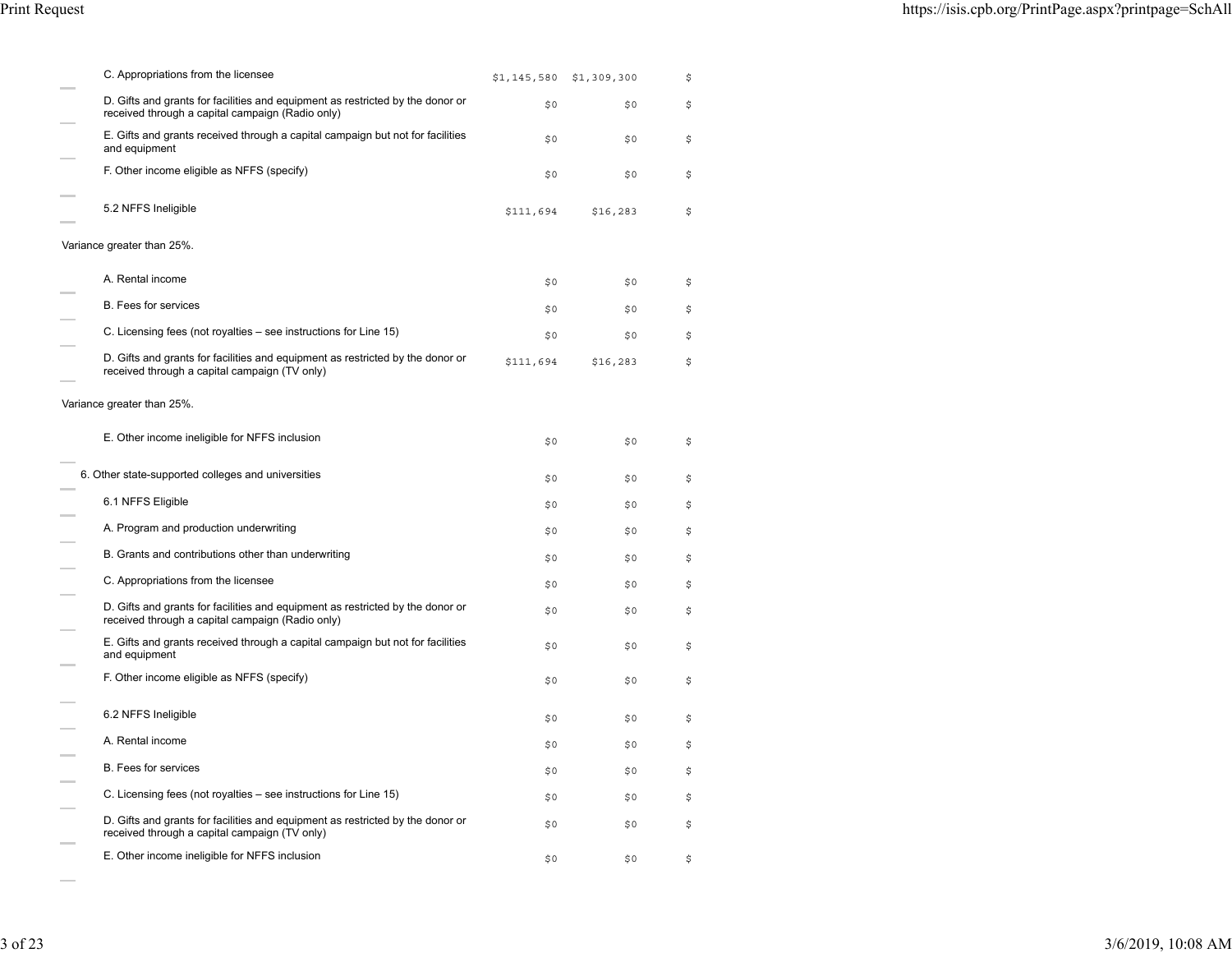| Item | | | |
|---|---|---|---|
| C. Appropriations from the licensee | $1,145,580 | $1,309,300 | $ |
| D. Gifts and grants for facilities and equipment as restricted by the donor or received through a capital campaign (Radio only) | $0 | $0 | $ |
| E. Gifts and grants received through a capital campaign but not for facilities and equipment | $0 | $0 | $ |
| F. Other income eligible as NFFS (specify) | $0 | $0 | $ |
| 5.2 NFFS Ineligible | $111,694 | $16,283 | $ |

Variance greater than 25%.

| Item | | | |
|---|---|---|---|
| A. Rental income | $0 | $0 | $ |
| B. Fees for services | $0 | $0 | $ |
| C. Licensing fees (not royalties – see instructions for Line 15) | $0 | $0 | $ |
| D. Gifts and grants for facilities and equipment as restricted by the donor or received through a capital campaign (TV only) | $111,694 | $16,283 | $ |

Variance greater than 25%.

| Item | | | |
|---|---|---|---|
| E. Other income ineligible for NFFS inclusion | $0 | $0 | $ |
| 6. Other state-supported colleges and universities | $0 | $0 | $ |
| 6.1 NFFS Eligible | $0 | $0 | $ |
| A. Program and production underwriting | $0 | $0 | $ |
| B. Grants and contributions other than underwriting | $0 | $0 | $ |
| C. Appropriations from the licensee | $0 | $0 | $ |
| D. Gifts and grants for facilities and equipment as restricted by the donor or received through a capital campaign (Radio only) | $0 | $0 | $ |
| E. Gifts and grants received through a capital campaign but not for facilities and equipment | $0 | $0 | $ |
| F. Other income eligible as NFFS (specify) | $0 | $0 | $ |
| 6.2 NFFS Ineligible | $0 | $0 | $ |
| A. Rental income | $0 | $0 | $ |
| B. Fees for services | $0 | $0 | $ |
| C. Licensing fees (not royalties – see instructions for Line 15) | $0 | $0 | $ |
| D. Gifts and grants for facilities and equipment as restricted by the donor or received through a capital campaign (TV only) | $0 | $0 | $ |
| E. Other income ineligible for NFFS inclusion | $0 | $0 | $ |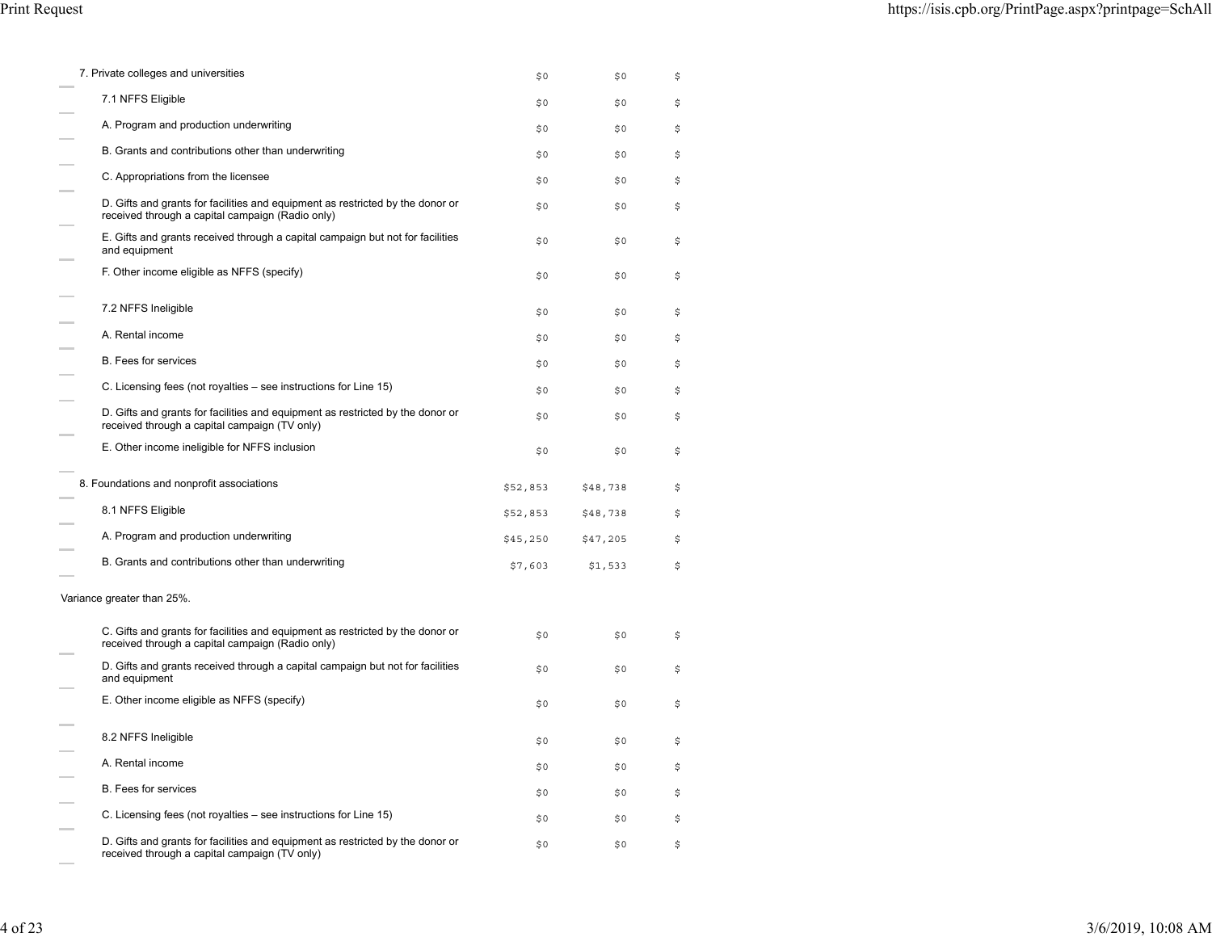| | | | |
|---|---|---|---|
| 7. Private colleges and universities | $0 | $0 | $ |
| 7.1 NFFS Eligible | $0 | $0 | $ |
| A. Program and production underwriting | $0 | $0 | $ |
| B. Grants and contributions other than underwriting | $0 | $0 | $ |
| C. Appropriations from the licensee | $0 | $0 | $ |
| D. Gifts and grants for facilities and equipment as restricted by the donor or received through a capital campaign (Radio only) | $0 | $0 | $ |
| E. Gifts and grants received through a capital campaign but not for facilities and equipment | $0 | $0 | $ |
| F. Other income eligible as NFFS (specify) | $0 | $0 | $ |
| 7.2 NFFS Ineligible | $0 | $0 | $ |
| A. Rental income | $0 | $0 | $ |
| B. Fees for services | $0 | $0 | $ |
| C. Licensing fees (not royalties – see instructions for Line 15) | $0 | $0 | $ |
| D. Gifts and grants for facilities and equipment as restricted by the donor or received through a capital campaign (TV only) | $0 | $0 | $ |
| E. Other income ineligible for NFFS inclusion | $0 | $0 | $ |
| 8. Foundations and nonprofit associations | $52,853 | $48,738 | $ |
| 8.1 NFFS Eligible | $52,853 | $48,738 | $ |
| A. Program and production underwriting | $45,250 | $47,205 | $ |
| B. Grants and contributions other than underwriting | $7,603 | $1,533 | $ |

Variance greater than 25%.

| | | | |
|---|---|---|---|
| C. Gifts and grants for facilities and equipment as restricted by the donor or received through a capital campaign (Radio only) | $0 | $0 | $ |
| D. Gifts and grants received through a capital campaign but not for facilities and equipment | $0 | $0 | $ |
| E. Other income eligible as NFFS (specify) | $0 | $0 | $ |
| 8.2 NFFS Ineligible | $0 | $0 | $ |
| A. Rental income | $0 | $0 | $ |
| B. Fees for services | $0 | $0 | $ |
| C. Licensing fees (not royalties – see instructions for Line 15) | $0 | $0 | $ |
| D. Gifts and grants for facilities and equipment as restricted by the donor or received through a capital campaign (TV only) | $0 | $0 | $ |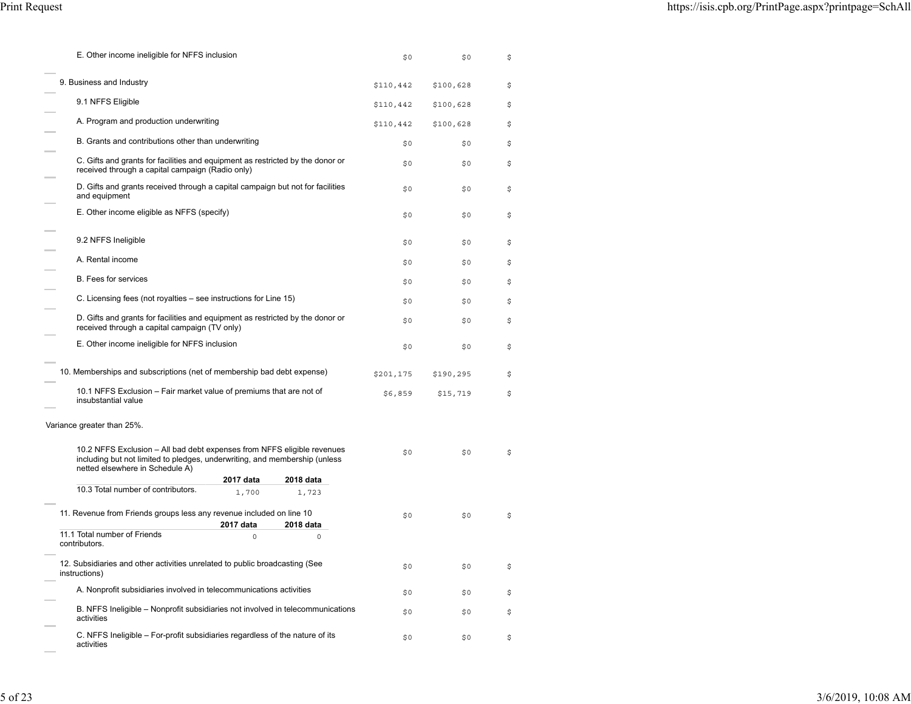| | | | |
|---|---|---|---|
| E. Other income ineligible for NFFS inclusion | $0 | $0 | $ |
| 9. Business and Industry | $110,442 | $100,628 | $ |
| 9.1 NFFS Eligible | $110,442 | $100,628 | $ |
| A. Program and production underwriting | $110,442 | $100,628 | $ |
| B. Grants and contributions other than underwriting | $0 | $0 | $ |
| C. Gifts and grants for facilities and equipment as restricted by the donor or received through a capital campaign (Radio only) | $0 | $0 | $ |
| D. Gifts and grants received through a capital campaign but not for facilities and equipment | $0 | $0 | $ |
| E. Other income eligible as NFFS (specify) | $0 | $0 | $ |
| 9.2 NFFS Ineligible | $0 | $0 | $ |
| A. Rental income | $0 | $0 | $ |
| B. Fees for services | $0 | $0 | $ |
| C. Licensing fees (not royalties – see instructions for Line 15) | $0 | $0 | $ |
| D. Gifts and grants for facilities and equipment as restricted by the donor or received through a capital campaign (TV only) | $0 | $0 | $ |
| E. Other income ineligible for NFFS inclusion | $0 | $0 | $ |
| 10. Memberships and subscriptions (net of membership bad debt expense) | $201,175 | $190,295 | $ |
| 10.1 NFFS Exclusion – Fair market value of premiums that are not of insubstantial value | $6,859 | $15,719 | $ |

Variance greater than 25%.

| | | | |
|---|---|---|---|
| 10.2 NFFS Exclusion – All bad debt expenses from NFFS eligible revenues including but not limited to pledges, underwriting, and membership (unless netted elsewhere in Schedule A) | $0 | $0 | $ |

| | 2017 data | 2018 data |
|---|---|---|
| 10.3 Total number of contributors. | 1,700 | 1,723 |

| | | | |
|---|---|---|---|
| 11. Revenue from Friends groups less any revenue included on line 10 | $0 | $0 | $ |

| | 2017 data | 2018 data |
|---|---|---|
| 11.1 Total number of Friends contributors. | 0 | 0 |

| | | | |
|---|---|---|---|
| 12. Subsidiaries and other activities unrelated to public broadcasting (See instructions) | $0 | $0 | $ |
| A. Nonprofit subsidiaries involved in telecommunications activities | $0 | $0 | $ |
| B. NFFS Ineligible – Nonprofit subsidiaries not involved in telecommunications activities | $0 | $0 | $ |
| C. NFFS Ineligible – For-profit subsidiaries regardless of the nature of its activities | $0 | $0 | $ |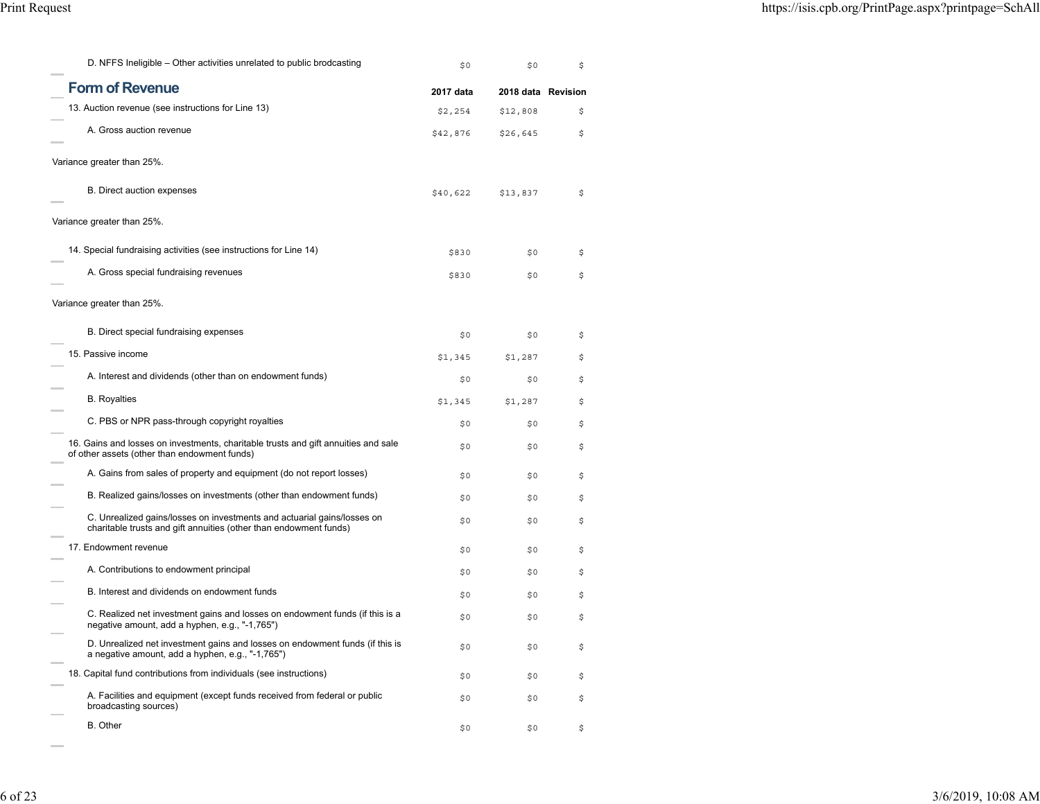| | 2017 data | 2018 data | Revision |
|---|---|---|---|
| D. NFFS Ineligible – Other activities unrelated to public brodcasting | $0 | $0 | $ |

## Form of Revenue

| | 2017 data | 2018 data | Revision |
|---|---|---|---|
| 13. Auction revenue (see instructions for Line 13) | $2,254 | $12,808 | $ |
| A. Gross auction revenue | $42,876 | $26,645 | $ |
| Variance greater than 25%. | | | |
| B. Direct auction expenses | $40,622 | $13,837 | $ |
| Variance greater than 25%. | | | |
| 14. Special fundraising activities (see instructions for Line 14) | $830 | $0 | $ |
| A. Gross special fundraising revenues | $830 | $0 | $ |
| Variance greater than 25%. | | | |
| B. Direct special fundraising expenses | $0 | $0 | $ |
| 15. Passive income | $1,345 | $1,287 | $ |
| A. Interest and dividends (other than on endowment funds) | $0 | $0 | $ |
| B. Royalties | $1,345 | $1,287 | $ |
| C. PBS or NPR pass-through copyright royalties | $0 | $0 | $ |
| 16. Gains and losses on investments, charitable trusts and gift annuities and sale of other assets (other than endowment funds) | $0 | $0 | $ |
| A. Gains from sales of property and equipment (do not report losses) | $0 | $0 | $ |
| B. Realized gains/losses on investments (other than endowment funds) | $0 | $0 | $ |
| C. Unrealized gains/losses on investments and actuarial gains/losses on charitable trusts and gift annuities (other than endowment funds) | $0 | $0 | $ |
| 17. Endowment revenue | $0 | $0 | $ |
| A. Contributions to endowment principal | $0 | $0 | $ |
| B. Interest and dividends on endowment funds | $0 | $0 | $ |
| C. Realized net investment gains and losses on endowment funds (if this is a negative amount, add a hyphen, e.g., "-1,765") | $0 | $0 | $ |
| D. Unrealized net investment gains and losses on endowment funds (if this is a negative amount, add a hyphen, e.g., "-1,765") | $0 | $0 | $ |
| 18. Capital fund contributions from individuals (see instructions) | $0 | $0 | $ |
| A. Facilities and equipment (except funds received from federal or public broadcasting sources) | $0 | $0 | $ |
| B. Other | $0 | $0 | $ |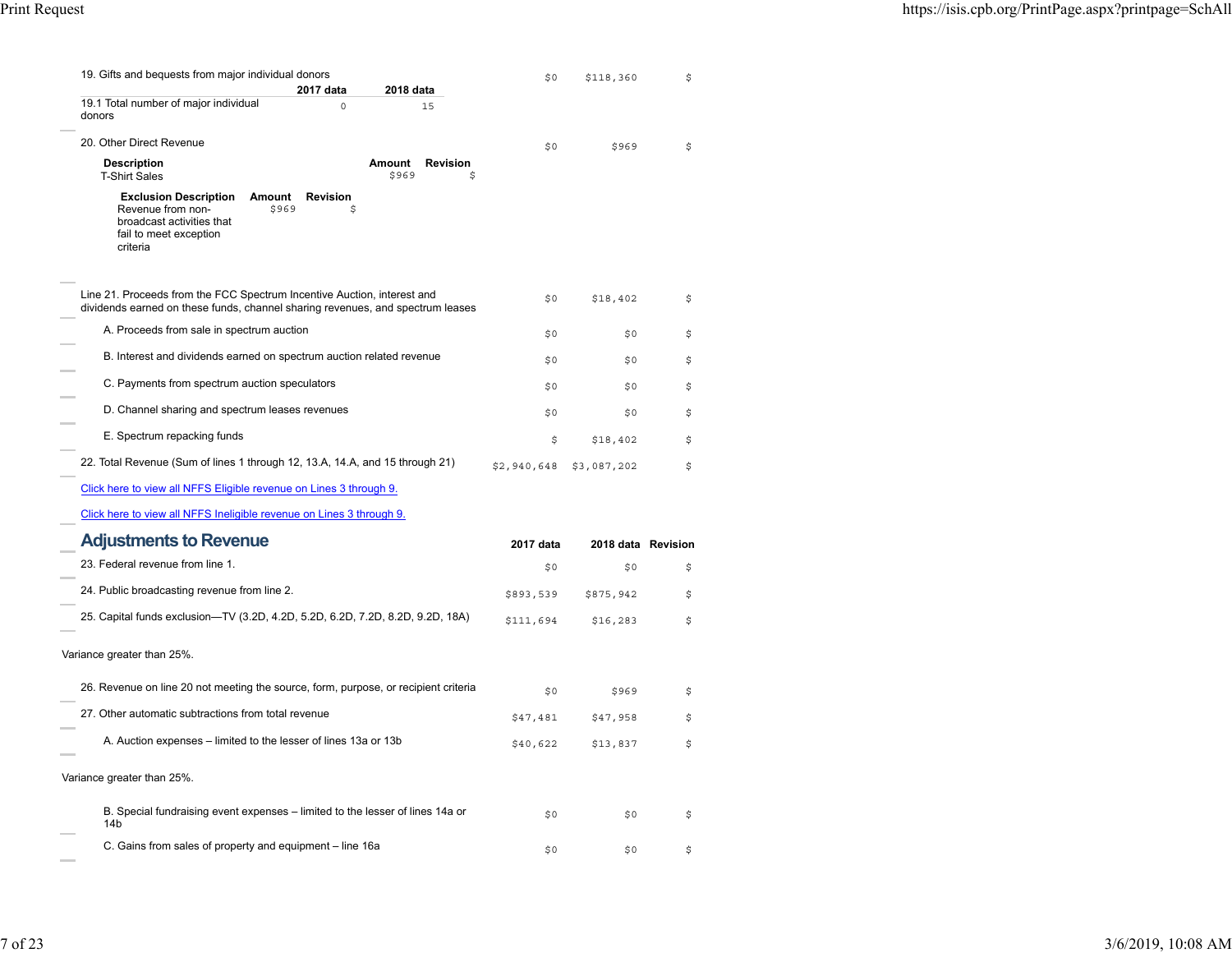| | 2017 data | 2018 data | Revision |
|---|---|---|---|
| 19. Gifts and bequests from major individual donors | $0 | $118,360 | $ |

| | 2017 data | 2018 data |
|---|---|---|
| 19.1 Total number of major individual donors | 0 | 15 |

| | | | |
|---|---|---|---|
| 20. Other Direct Revenue | $0 | $969 | $ |

| Description | Amount | Revision |
|---|---|---|
| T-Shirt Sales | $969 | $ |

| Exclusion Description | Amount | Revision |
|---|---|---|
| Revenue from non-broadcast activities that fail to meet exception criteria | $969 | $ |

| | | | |
|---|---|---|---|
| Line 21. Proceeds from the FCC Spectrum Incentive Auction, interest and dividends earned on these funds, channel sharing revenues, and spectrum leases | $0 | $18,402 | $ |
| A. Proceeds from sale in spectrum auction | $0 | $0 | $ |
| B. Interest and dividends earned on spectrum auction related revenue | $0 | $0 | $ |
| C. Payments from spectrum auction speculators | $0 | $0 | $ |
| D. Channel sharing and spectrum leases revenues | $0 | $0 | $ |
| E. Spectrum repacking funds | $ | $18,402 | $ |
| 22. Total Revenue (Sum of lines 1 through 12, 13.A, 14.A, and 15 through 21) | $2,940,648 | $3,087,202 | $ |

Click here to view all NFFS Eligible revenue on Lines 3 through 9.

Click here to view all NFFS Ineligible revenue on Lines 3 through 9.

## Adjustments to Revenue

| | 2017 data | 2018 data | Revision |
|---|---|---|---|
| 23. Federal revenue from line 1. | $0 | $0 | $ |
| 24. Public broadcasting revenue from line 2. | $893,539 | $875,942 | $ |
| 25. Capital funds exclusion—TV (3.2D, 4.2D, 5.2D, 6.2D, 7.2D, 8.2D, 9.2D, 18A) | $111,694 | $16,283 | $ |

Variance greater than 25%.

| | 2017 data | 2018 data | Revision |
|---|---|---|---|
| 26. Revenue on line 20 not meeting the source, form, purpose, or recipient criteria | $0 | $969 | $ |
| 27. Other automatic subtractions from total revenue | $47,481 | $47,958 | $ |
| A. Auction expenses – limited to the lesser of lines 13a or 13b | $40,622 | $13,837 | $ |

Variance greater than 25%.

| | 2017 data | 2018 data | Revision |
|---|---|---|---|
| B. Special fundraising event expenses – limited to the lesser of lines 14a or 14b | $0 | $0 | $ |
| C. Gains from sales of property and equipment – line 16a | $0 | $0 | $ |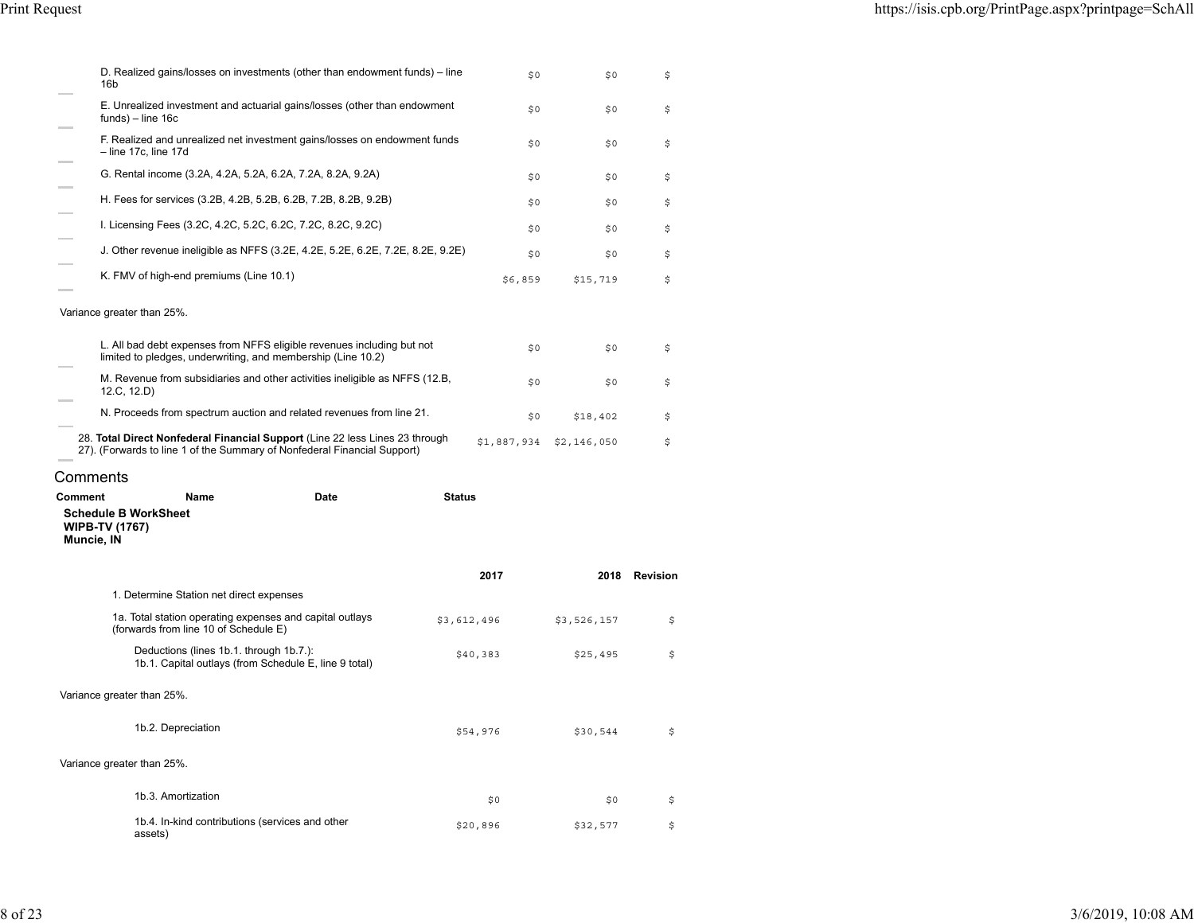| | | | |
|---|---|---|---|
| D. Realized gains/losses on investments (other than endowment funds) – line 16b | $0 | $0 | $ |
| E. Unrealized investment and actuarial gains/losses (other than endowment funds) – line 16c | $0 | $0 | $ |
| F. Realized and unrealized net investment gains/losses on endowment funds – line 17c, line 17d | $0 | $0 | $ |
| G. Rental income (3.2A, 4.2A, 5.2A, 6.2A, 7.2A, 8.2A, 9.2A) | $0 | $0 | $ |
| H. Fees for services (3.2B, 4.2B, 5.2B, 6.2B, 7.2B, 8.2B, 9.2B) | $0 | $0 | $ |
| I. Licensing Fees (3.2C, 4.2C, 5.2C, 6.2C, 7.2C, 8.2C, 9.2C) | $0 | $0 | $ |
| J. Other revenue ineligible as NFFS (3.2E, 4.2E, 5.2E, 6.2E, 7.2E, 8.2E, 9.2E) | $0 | $0 | $ |
| K. FMV of high-end premiums (Line 10.1) | $6,859 | $15,719 | $ |

Variance greater than 25%.

| | | | |
|---|---|---|---|
| L. All bad debt expenses from NFFS eligible revenues including but not limited to pledges, underwriting, and membership (Line 10.2) | $0 | $0 | $ |
| M. Revenue from subsidiaries and other activities ineligible as NFFS (12.B, 12.C, 12.D) | $0 | $0 | $ |
| N. Proceeds from spectrum auction and related revenues from line 21. | $0 | $18,402 | $ |
| 28. **Total Direct Nonfederal Financial Support** (Line 22 less Lines 23 through 27). (Forwards to line 1 of the Summary of Nonfederal Financial Support) | $1,887,934 | $2,146,050 | $ |

## Comments

| Comment | Name | Date | Status |
|---|---|---|---|

**Schedule B WorkSheet**
**WIPB-TV (1767)**
**Muncie, IN**

| | 2017 | 2018 | Revision |
|---|---|---|---|
| 1. Determine Station net direct expenses | | | |
| 1a. Total station operating expenses and capital outlays (forwards from line 10 of Schedule E) | $3,612,496 | $3,526,157 | $ |
| Deductions (lines 1b.1. through 1b.7.): 1b.1. Capital outlays (from Schedule E, line 9 total) | $40,383 | $25,495 | $ |

Variance greater than 25%.

| | 2017 | 2018 | Revision |
|---|---|---|---|
| 1b.2. Depreciation | $54,976 | $30,544 | $ |

Variance greater than 25%.

| | 2017 | 2018 | Revision |
|---|---|---|---|
| 1b.3. Amortization | $0 | $0 | $ |
| 1b.4. In-kind contributions (services and other assets) | $20,896 | $32,577 | $ |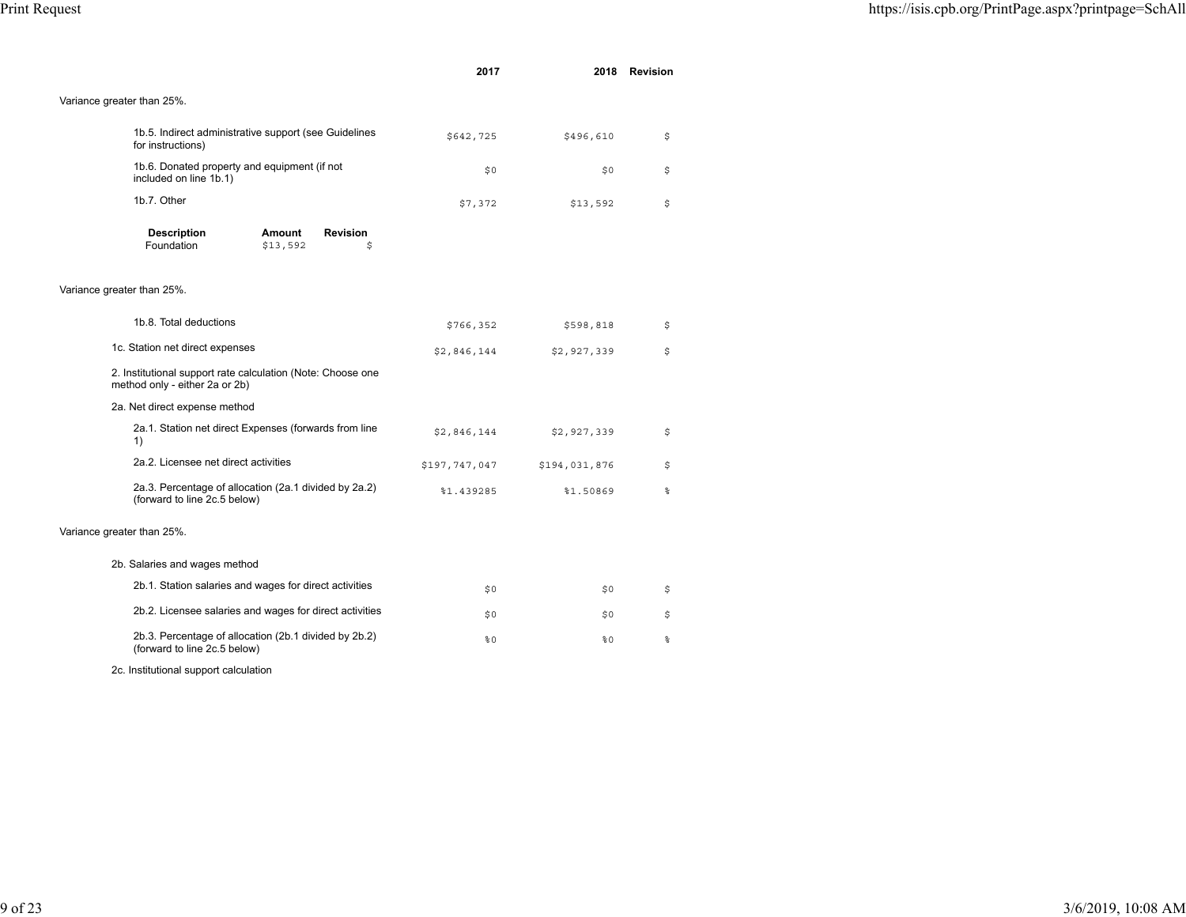| | 2017 | 2018 | Revision |
|---|---|---|---|

Variance greater than 25%.

| | 2017 | 2018 | Revision |
|---|---|---|---|
| 1b.5. Indirect administrative support (see Guidelines for instructions) | $642,725 | $496,610 | $ |
| 1b.6. Donated property and equipment (if not included on line 1b.1) | $0 | $0 | $ |
| 1b.7. Other | $7,372 | $13,592 | $ |

| Description | Amount | Revision |
|---|---|---|
| Foundation | $13,592 | $ |

Variance greater than 25%.

| | 2017 | 2018 | Revision |
|---|---|---|---|
| 1b.8. Total deductions | $766,352 | $598,818 | $ |
| 1c. Station net direct expenses | $2,846,144 | $2,927,339 | $ |
| 2. Institutional support rate calculation (Note: Choose one method only - either 2a or 2b) | | | |
| 2a. Net direct expense method | | | |
| 2a.1. Station net direct Expenses (forwards from line 1) | $2,846,144 | $2,927,339 | $ |
| 2a.2. Licensee net direct activities | $197,747,047 | $194,031,876 | $ |
| 2a.3. Percentage of allocation (2a.1 divided by 2a.2) (forward to line 2c.5 below) | %1.439285 | %1.50869 | % |

Variance greater than 25%.

| | 2017 | 2018 | Revision |
|---|---|---|---|
| 2b. Salaries and wages method | | | |
| 2b.1. Station salaries and wages for direct activities | $0 | $0 | $ |
| 2b.2. Licensee salaries and wages for direct activities | $0 | $0 | $ |
| 2b.3. Percentage of allocation (2b.1 divided by 2b.2) (forward to line 2c.5 below) | %0 | %0 | % |
| 2c. Institutional support calculation | | | |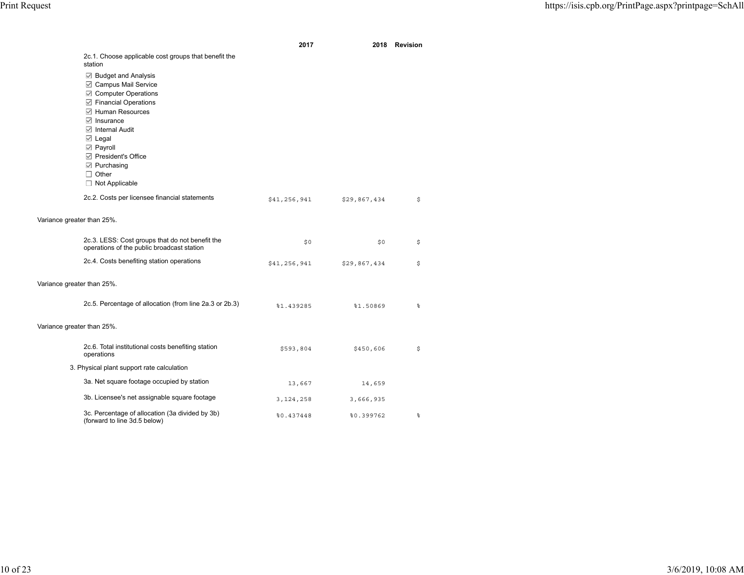| | 2017 | 2018 | Revision |
|---|---|---|---|
| 2c.1. Choose applicable cost groups that benefit the station | | | |
| ☑ Budget and Analysis<br>☑ Campus Mail Service<br>☑ Computer Operations<br>☑ Financial Operations<br>☑ Human Resources<br>☑ Insurance<br>☑ Internal Audit<br>☑ Legal<br>☑ Payroll<br>☑ President's Office<br>☑ Purchasing<br>☐ Other<br>☐ Not Applicable | | | |
| 2c.2. Costs per licensee financial statements | $41,256,941 | $29,867,434 | $ |
| Variance greater than 25%. | | | |
| 2c.3. LESS: Cost groups that do not benefit the operations of the public broadcast station | $0 | $0 | $ |
| 2c.4. Costs benefiting station operations | $41,256,941 | $29,867,434 | $ |
| Variance greater than 25%. | | | |
| 2c.5. Percentage of allocation (from line 2a.3 or 2b.3) | %1.439285 | %1.50869 | % |
| Variance greater than 25%. | | | |
| 2c.6. Total institutional costs benefiting station operations | $593,804 | $450,606 | $ |
| 3. Physical plant support rate calculation | | | |
| 3a. Net square footage occupied by station | 13,667 | 14,659 | |
| 3b. Licensee's net assignable square footage | 3,124,258 | 3,666,935 | |
| 3c. Percentage of allocation (3a divided by 3b) (forward to line 3d.5 below) | %0.437448 | %0.399762 | % |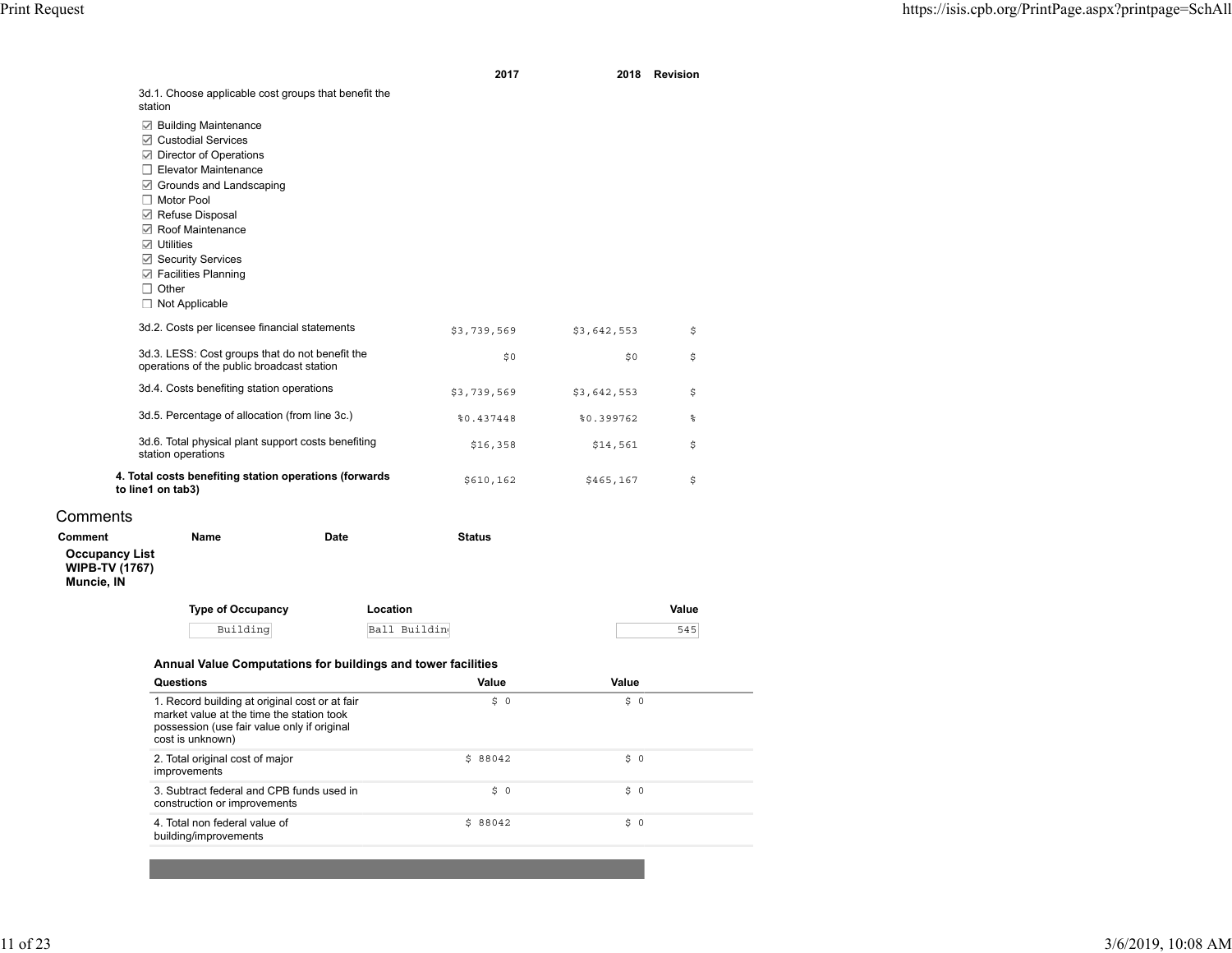| | 2017 | 2018 | Revision |
|---|---|---|---|
| 3d.1. Choose applicable cost groups that benefit the station | | | |

- ☑ Building Maintenance
- ☑ Custodial Services
- ☑ Director of Operations
- ☐ Elevator Maintenance
- ☑ Grounds and Landscaping
- ☐ Motor Pool
- ☑ Refuse Disposal
- ☑ Roof Maintenance
- ☑ Utilities
- ☑ Security Services
- ☑ Facilities Planning
- ☐ Other
- ☐ Not Applicable

| | 2017 | 2018 | Revision |
|---|---|---|---|
| 3d.2. Costs per licensee financial statements | $3,739,569 | $3,642,553 | $ |
| 3d.3. LESS: Cost groups that do not benefit the operations of the public broadcast station | $0 | $0 | $ |
| 3d.4. Costs benefiting station operations | $3,739,569 | $3,642,553 | $ |
| 3d.5. Percentage of allocation (from line 3c.) | %0.437448 | %0.399762 | % |
| 3d.6. Total physical plant support costs benefiting station operations | $16,358 | $14,561 | $ |
| **4. Total costs benefiting station operations (forwards to line1 on tab3)** | $610,162 | $465,167 | $ |

## Comments

| Comment | Name | Date | Status |
|---|---|---|---|

**Occupancy List**
**WIPB-TV (1767)**
**Muncie, IN**

| Type of Occupancy | Location | Value |
|---|---|---|
| Building | Ball Buildin | 545 |

**Annual Value Computations for buildings and tower facilities**

| Questions | Value | Value |
|---|---|---|
| 1. Record building at original cost or at fair market value at the time the station took possession (use fair value only if original cost is unknown) | $ 0 | $ 0 |
| 2. Total original cost of major improvements | $ 88042 | $ 0 |
| 3. Subtract federal and CPB funds used in construction or improvements | $ 0 | $ 0 |
| 4. Total non federal value of building/improvements | $ 88042 | $ 0 |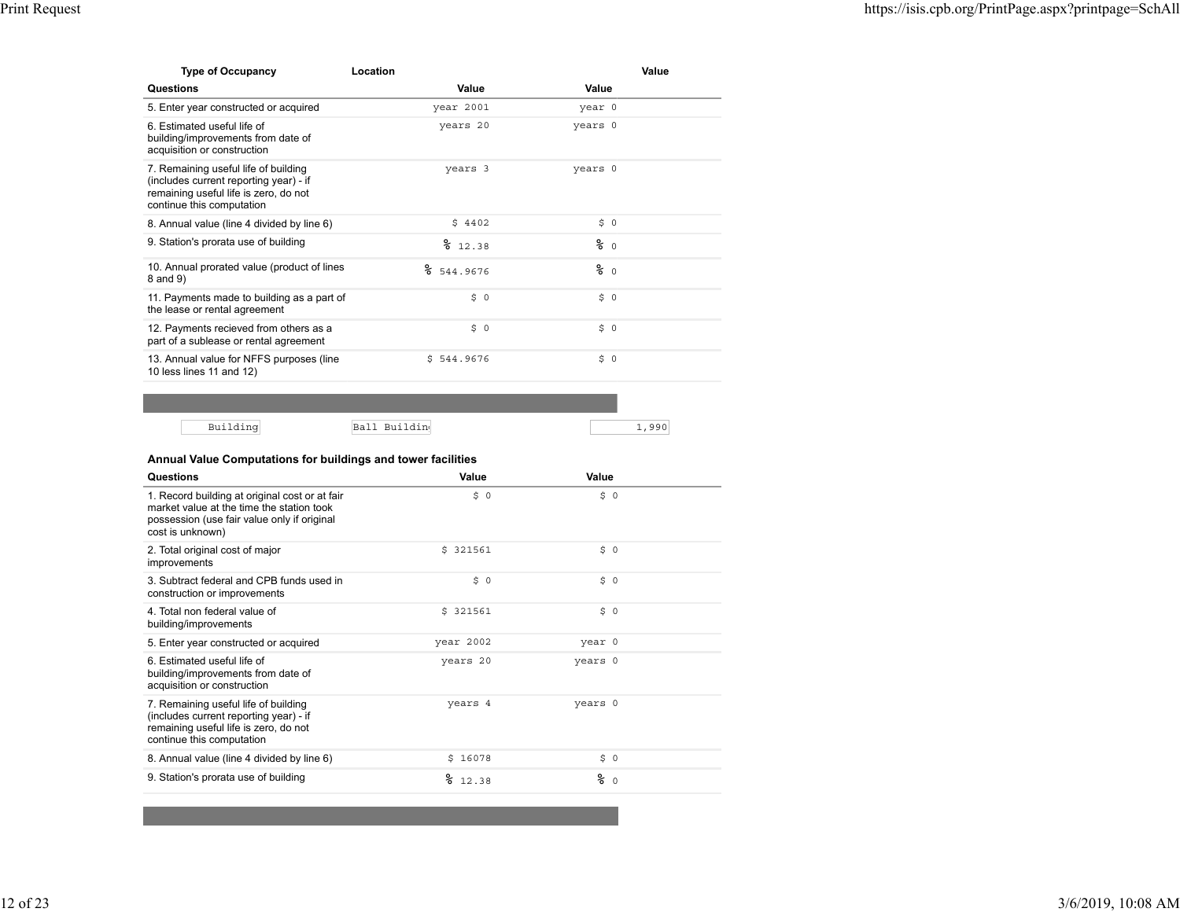| Type of Occupancy | Location | | Value |
|---|---|---|---|

| Questions | Value | Value |
|---|---|---|
| 5. Enter year constructed or acquired | year 2001 | year 0 |
| 6. Estimated useful life of building/improvements from date of acquisition or construction | years 20 | years 0 |
| 7. Remaining useful life of building (includes current reporting year) - if remaining useful life is zero, do not continue this computation | years 3 | years 0 |
| 8. Annual value (line 4 divided by line 6) | $ 4402 | $ 0 |
| 9. Station's prorata use of building | % 12.38 | % 0 |
| 10. Annual prorated value (product of lines 8 and 9) | % 544.9676 | % 0 |
| 11. Payments made to building as a part of the lease or rental agreement | $ 0 | $ 0 |
| 12. Payments recieved from others as a part of a sublease or rental agreement | $ 0 | $ 0 |
| 13. Annual value for NFFS purposes (line 10 less lines 11 and 12) | $ 544.9676 | $ 0 |

| Building | Ball Buildin | 1,990 |
|---|---|---|

**Annual Value Computations for buildings and tower facilities**

| Questions | Value | Value |
|---|---|---|
| 1. Record building at original cost or at fair market value at the time the station took possession (use fair value only if original cost is unknown) | $ 0 | $ 0 |
| 2. Total original cost of major improvements | $ 321561 | $ 0 |
| 3. Subtract federal and CPB funds used in construction or improvements | $ 0 | $ 0 |
| 4. Total non federal value of building/improvements | $ 321561 | $ 0 |
| 5. Enter year constructed or acquired | year 2002 | year 0 |
| 6. Estimated useful life of building/improvements from date of acquisition or construction | years 20 | years 0 |
| 7. Remaining useful life of building (includes current reporting year) - if remaining useful life is zero, do not continue this computation | years 4 | years 0 |
| 8. Annual value (line 4 divided by line 6) | $ 16078 | $ 0 |
| 9. Station's prorata use of building | % 12.38 | % 0 |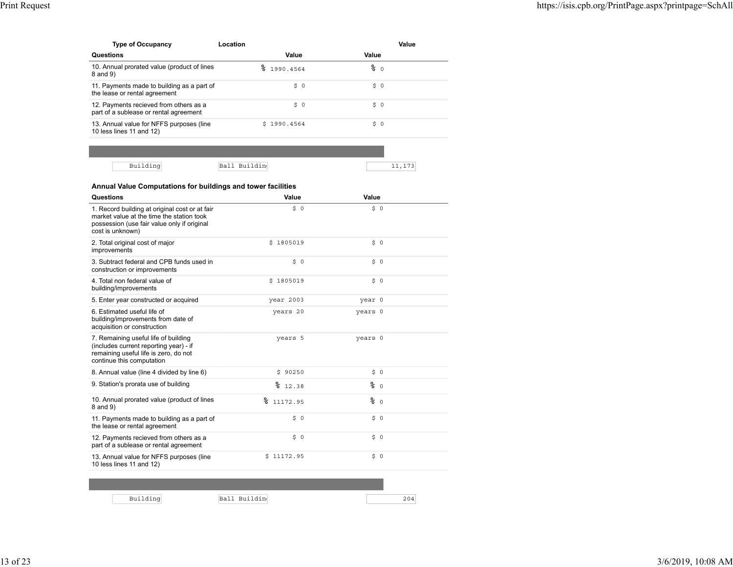| Type of Occupancy | Location | | Value |
|---|---|---|---|
| **Questions** | **Value** | **Value** | |
| 10. Annual prorated value (product of lines 8 and 9) | % 1990.4564 | % 0 | |
| 11. Payments made to building as a part of the lease or rental agreement | $ 0 | $ 0 | |
| 12. Payments recieved from others as a part of a sublease or rental agreement | $ 0 | $ 0 | |
| 13. Annual value for NFFS purposes (line 10 less lines 11 and 12) | $ 1990.4564 | $ 0 | |

| Building | Ball Buildin | 11,173 |
|---|---|---|

**Annual Value Computations for buildings and tower facilities**

| Questions | Value | Value |
|---|---|---|
| 1. Record building at original cost or at fair market value at the time the station took possession (use fair value only if original cost is unknown) | $ 0 | $ 0 |
| 2. Total original cost of major improvements | $ 1805019 | $ 0 |
| 3. Subtract federal and CPB funds used in construction or improvements | $ 0 | $ 0 |
| 4. Total non federal value of building/improvements | $ 1805019 | $ 0 |
| 5. Enter year constructed or acquired | year 2003 | year 0 |
| 6. Estimated useful life of building/improvements from date of acquisition or construction | years 20 | years 0 |
| 7. Remaining useful life of building (includes current reporting year) - if remaining useful life is zero, do not continue this computation | years 5 | years 0 |
| 8. Annual value (line 4 divided by line 6) | $ 90250 | $ 0 |
| 9. Station's prorata use of building | % 12.38 | % 0 |
| 10. Annual prorated value (product of lines 8 and 9) | % 11172.95 | % 0 |
| 11. Payments made to building as a part of the lease or rental agreement | $ 0 | $ 0 |
| 12. Payments recieved from others as a part of a sublease or rental agreement | $ 0 | $ 0 |
| 13. Annual value for NFFS purposes (line 10 less lines 11 and 12) | $ 11172.95 | $ 0 |

| Building | Ball Buildin | 204 |
|---|---|---|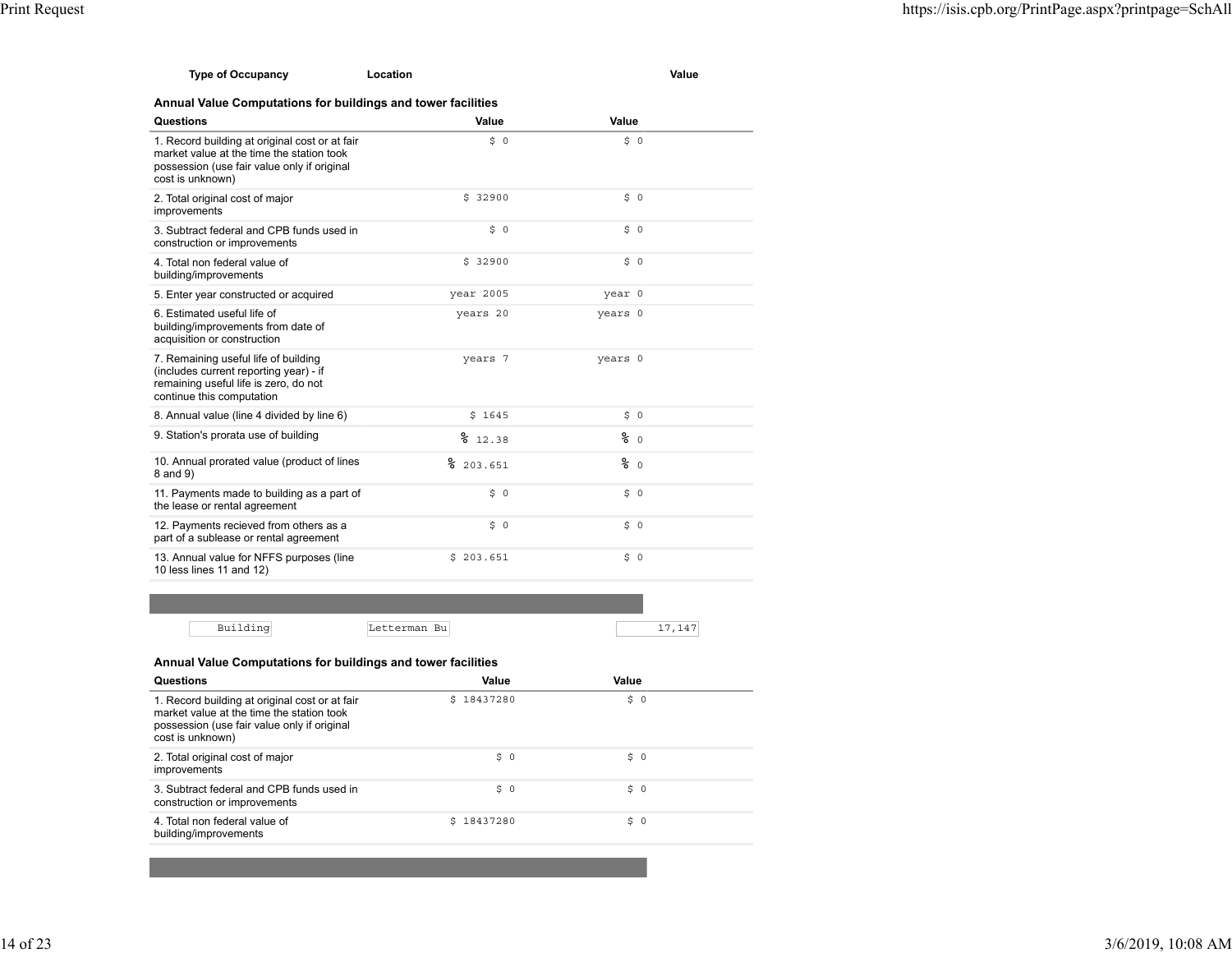| Type of Occupancy | Location | Value |
|---|---|---|

**Annual Value Computations for buildings and tower facilities**

| Questions | Value | Value |
|---|---|---|
| 1. Record building at original cost or at fair market value at the time the station took possession (use fair value only if original cost is unknown) | $ 0 | $ 0 |
| 2. Total original cost of major improvements | $ 32900 | $ 0 |
| 3. Subtract federal and CPB funds used in construction or improvements | $ 0 | $ 0 |
| 4. Total non federal value of building/improvements | $ 32900 | $ 0 |
| 5. Enter year constructed or acquired | year 2005 | year 0 |
| 6. Estimated useful life of building/improvements from date of acquisition or construction | years 20 | years 0 |
| 7. Remaining useful life of building (includes current reporting year) - if remaining useful life is zero, do not continue this computation | years 7 | years 0 |
| 8. Annual value (line 4 divided by line 6) | $ 1645 | $ 0 |
| 9. Station's prorata use of building | % 12.38 | % 0 |
| 10. Annual prorated value (product of lines 8 and 9) | % 203.651 | % 0 |
| 11. Payments made to building as a part of the lease or rental agreement | $ 0 | $ 0 |
| 12. Payments recieved from others as a part of a sublease or rental agreement | $ 0 | $ 0 |
| 13. Annual value for NFFS purposes (line 10 less lines 11 and 12) | $ 203.651 | $ 0 |

| Type of Occupancy | Location | Value |
|---|---|---|
| Building | Letterman Bu | 17,147 |

**Annual Value Computations for buildings and tower facilities**

| Questions | Value | Value |
|---|---|---|
| 1. Record building at original cost or at fair market value at the time the station took possession (use fair value only if original cost is unknown) | $ 18437280 | $ 0 |
| 2. Total original cost of major improvements | $ 0 | $ 0 |
| 3. Subtract federal and CPB funds used in construction or improvements | $ 0 | $ 0 |
| 4. Total non federal value of building/improvements | $ 18437280 | $ 0 |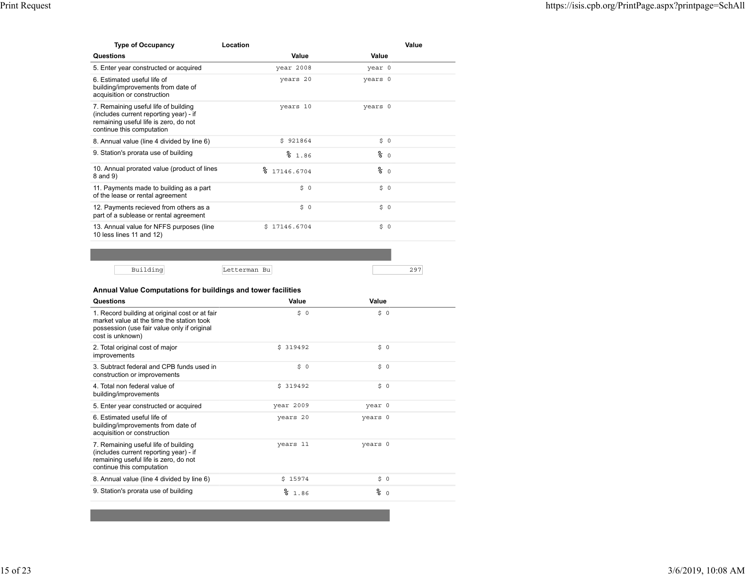| Type of Occupancy | Location | | Value |
|---|---|---|---|
| **Questions** | **Value** | **Value** | |
| 5. Enter year constructed or acquired | year 2008 | year 0 | |
| 6. Estimated useful life of building/improvements from date of acquisition or construction | years 20 | years 0 | |
| 7. Remaining useful life of building (includes current reporting year) - if remaining useful life is zero, do not continue this computation | years 10 | years 0 | |
| 8. Annual value (line 4 divided by line 6) | $ 921864 | $ 0 | |
| 9. Station's prorata use of building | % 1.86 | % 0 | |
| 10. Annual prorated value (product of lines 8 and 9) | % 17146.6704 | % 0 | |
| 11. Payments made to building as a part of the lease or rental agreement | $ 0 | $ 0 | |
| 12. Payments recieved from others as a part of a sublease or rental agreement | $ 0 | $ 0 | |
| 13. Annual value for NFFS purposes (line 10 less lines 11 and 12) | $ 17146.6704 | $ 0 | |

| Building | Letterman Bu | 297 |
|---|---|---|

### Annual Value Computations for buildings and tower facilities

| Questions | Value | Value |
|---|---|---|
| 1. Record building at original cost or at fair market value at the time the station took possession (use fair value only if original cost is unknown) | $ 0 | $ 0 |
| 2. Total original cost of major improvements | $ 319492 | $ 0 |
| 3. Subtract federal and CPB funds used in construction or improvements | $ 0 | $ 0 |
| 4. Total non federal value of building/improvements | $ 319492 | $ 0 |
| 5. Enter year constructed or acquired | year 2009 | year 0 |
| 6. Estimated useful life of building/improvements from date of acquisition or construction | years 20 | years 0 |
| 7. Remaining useful life of building (includes current reporting year) - if remaining useful life is zero, do not continue this computation | years 11 | years 0 |
| 8. Annual value (line 4 divided by line 6) | $ 15974 | $ 0 |
| 9. Station's prorata use of building | % 1.86 | % 0 |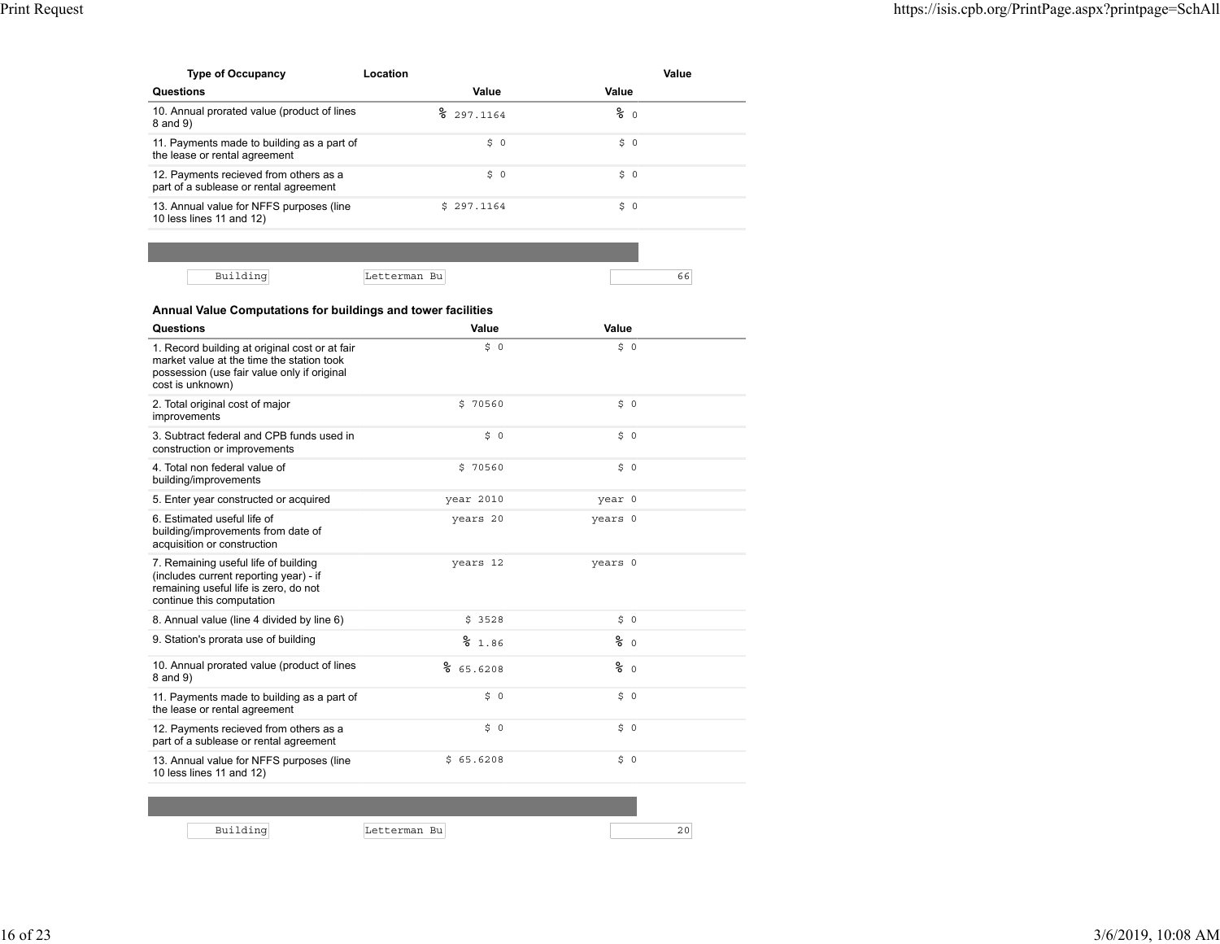| Type of Occupancy | Location | | Value |
|---|---|---|---|
| **Questions** | **Value** | **Value** | |
| 10. Annual prorated value (product of lines 8 and 9) | % 297.1164 | % 0 | |
| 11. Payments made to building as a part of the lease or rental agreement | $ 0 | $ 0 | |
| 12. Payments recieved from others as a part of a sublease or rental agreement | $ 0 | $ 0 | |
| 13. Annual value for NFFS purposes (line 10 less lines 11 and 12) | $ 297.1164 | $ 0 | |

| Building | Letterman Bu | 66 |
|---|---|---|

**Annual Value Computations for buildings and tower facilities**

| Questions | Value | Value |
|---|---|---|
| 1. Record building at original cost or at fair market value at the time the station took possession (use fair value only if original cost is unknown) | $ 0 | $ 0 |
| 2. Total original cost of major improvements | $ 70560 | $ 0 |
| 3. Subtract federal and CPB funds used in construction or improvements | $ 0 | $ 0 |
| 4. Total non federal value of building/improvements | $ 70560 | $ 0 |
| 5. Enter year constructed or acquired | year 2010 | year 0 |
| 6. Estimated useful life of building/improvements from date of acquisition or construction | years 20 | years 0 |
| 7. Remaining useful life of building (includes current reporting year) - if remaining useful life is zero, do not continue this computation | years 12 | years 0 |
| 8. Annual value (line 4 divided by line 6) | $ 3528 | $ 0 |
| 9. Station's prorata use of building | % 1.86 | % 0 |
| 10. Annual prorated value (product of lines 8 and 9) | % 65.6208 | % 0 |
| 11. Payments made to building as a part of the lease or rental agreement | $ 0 | $ 0 |
| 12. Payments recieved from others as a part of a sublease or rental agreement | $ 0 | $ 0 |
| 13. Annual value for NFFS purposes (line 10 less lines 11 and 12) | $ 65.6208 | $ 0 |

| Building | Letterman Bu | 20 |
|---|---|---|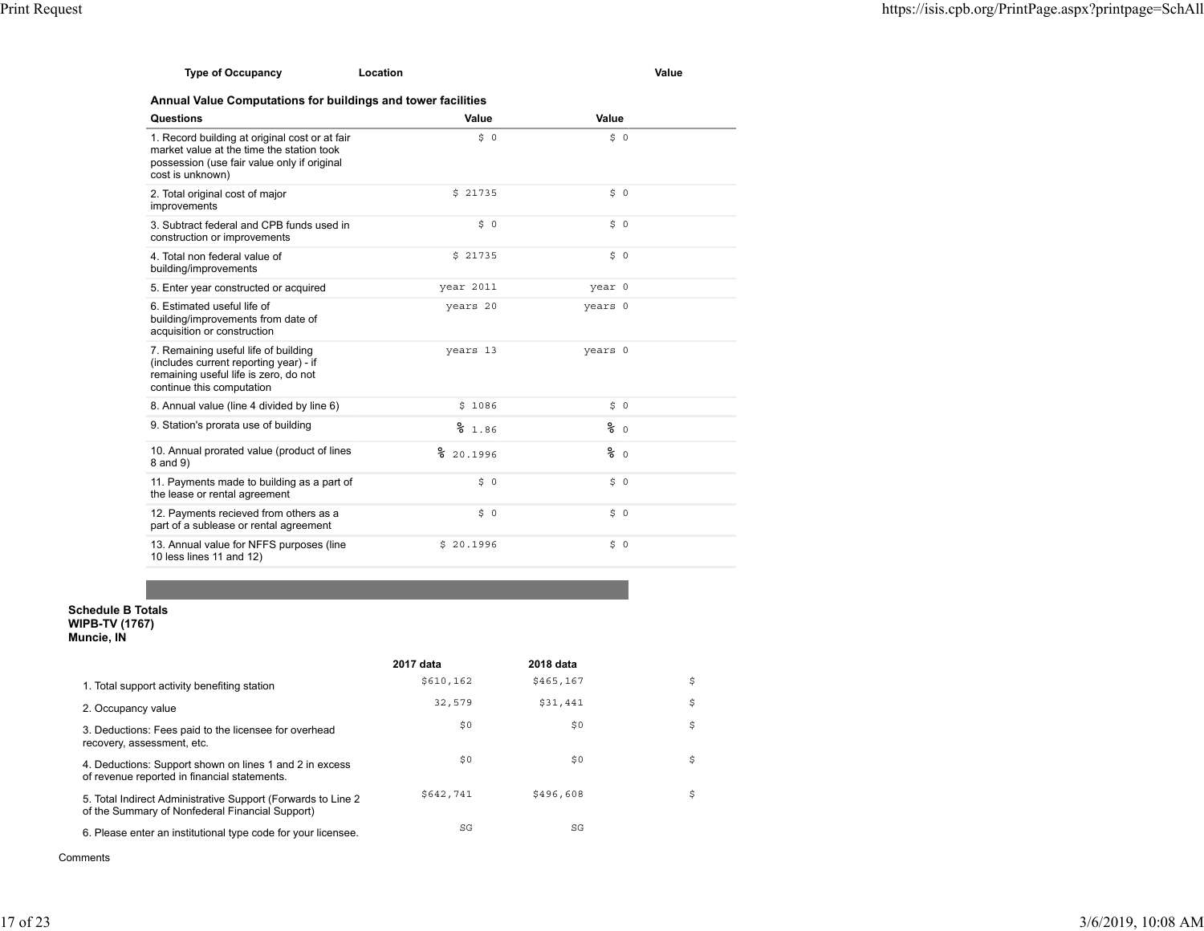| Type of Occupancy | Location | Value |
|---|---|---|

**Annual Value Computations for buildings and tower facilities**

| Questions | Value | Value |
|---|---|---|
| 1. Record building at original cost or at fair market value at the time the station took possession (use fair value only if original cost is unknown) | $ 0 | $ 0 |
| 2. Total original cost of major improvements | $ 21735 | $ 0 |
| 3. Subtract federal and CPB funds used in construction or improvements | $ 0 | $ 0 |
| 4. Total non federal value of building/improvements | $ 21735 | $ 0 |
| 5. Enter year constructed or acquired | year 2011 | year 0 |
| 6. Estimated useful life of building/improvements from date of acquisition or construction | years 20 | years 0 |
| 7. Remaining useful life of building (includes current reporting year) - if remaining useful life is zero, do not continue this computation | years 13 | years 0 |
| 8. Annual value (line 4 divided by line 6) | $ 1086 | $ 0 |
| 9. Station's prorata use of building | % 1.86 | % 0 |
| 10. Annual prorated value (product of lines 8 and 9) | % 20.1996 | % 0 |
| 11. Payments made to building as a part of the lease or rental agreement | $ 0 | $ 0 |
| 12. Payments recieved from others as a part of a sublease or rental agreement | $ 0 | $ 0 |
| 13. Annual value for NFFS purposes (line 10 less lines 11 and 12) | $ 20.1996 | $ 0 |

**Schedule B Totals**
**WIPB-TV (1767)**
**Muncie, IN**

| | 2017 data | 2018 data | |
|---|---|---|---|
| 1. Total support activity benefiting station | $610,162 | $465,167 | $ |
| 2. Occupancy value | 32,579 | $31,441 | $ |
| 3. Deductions: Fees paid to the licensee for overhead recovery, assessment, etc. | $0 | $0 | $ |
| 4. Deductions: Support shown on lines 1 and 2 in excess of revenue reported in financial statements. | $0 | $0 | $ |
| 5. Total Indirect Administrative Support (Forwards to Line 2 of the Summary of Nonfederal Financial Support) | $642,741 | $496,608 | $ |
| 6. Please enter an institutional type code for your licensee. | SG | SG | |

Comments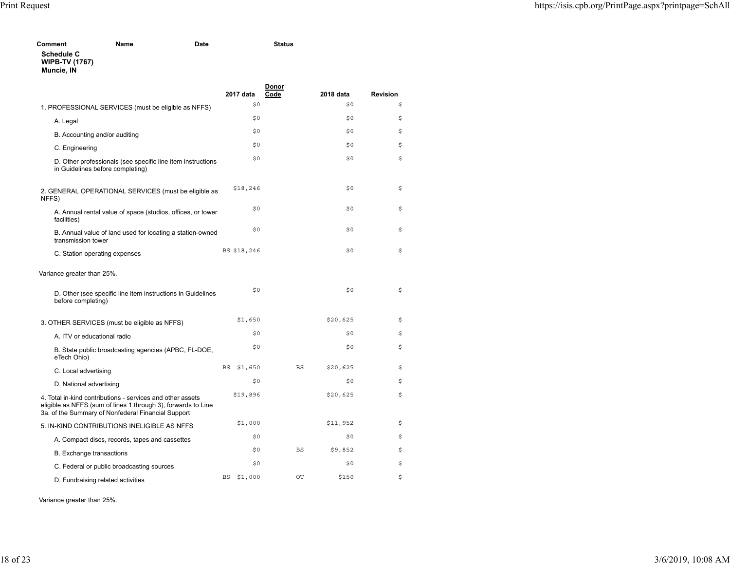| Comment | Name | Date | Status |
|---|---|---|---|

**Schedule C**
**WIPB-TV (1767)**
**Muncie, IN**

| | 2017 data | Donor Code | 2018 data | Revision |
|---|---|---|---|---|
| 1. PROFESSIONAL SERVICES (must be eligible as NFFS) | $0 | | $0 | $ |
| A. Legal | $0 | | $0 | $ |
| B. Accounting and/or auditing | $0 | | $0 | $ |
| C. Engineering | $0 | | $0 | $ |
| D. Other professionals (see specific line item instructions in Guidelines before completing) | $0 | | $0 | $ |
| 2. GENERAL OPERATIONAL SERVICES (must be eligible as NFFS) | $18,246 | | $0 | $ |
| A. Annual rental value of space (studios, offices, or tower facilities) | $0 | | $0 | $ |
| B. Annual value of land used for locating a station-owned transmission tower | $0 | | $0 | $ |
| C. Station operating expenses | BS $18,246 | | $0 | $ |
| Variance greater than 25%. | | | | |
| D. Other (see specific line item instructions in Guidelines before completing) | $0 | | $0 | $ |
| 3. OTHER SERVICES (must be eligible as NFFS) | $1,650 | | $20,625 | $ |
| A. ITV or educational radio | $0 | | $0 | $ |
| B. State public broadcasting agencies (APBC, FL-DOE, eTech Ohio) | $0 | | $0 | $ |
| C. Local advertising | BS $1,650 | BS | $20,625 | $ |
| D. National advertising | $0 | | $0 | $ |
| 4. Total in-kind contributions - services and other assets eligible as NFFS (sum of lines 1 through 3), forwards to Line 3a. of the Summary of Nonfederal Financial Support | $19,896 | | $20,625 | $ |
| 5. IN-KIND CONTRIBUTIONS INELIGIBLE AS NFFS | $1,000 | | $11,952 | $ |
| A. Compact discs, records, tapes and cassettes | $0 | | $0 | $ |
| B. Exchange transactions | $0 | BS | $9,852 | $ |
| C. Federal or public broadcasting sources | $0 | | $0 | $ |
| D. Fundraising related activities | BS $1,000 | OT | $150 | $ |

Variance greater than 25%.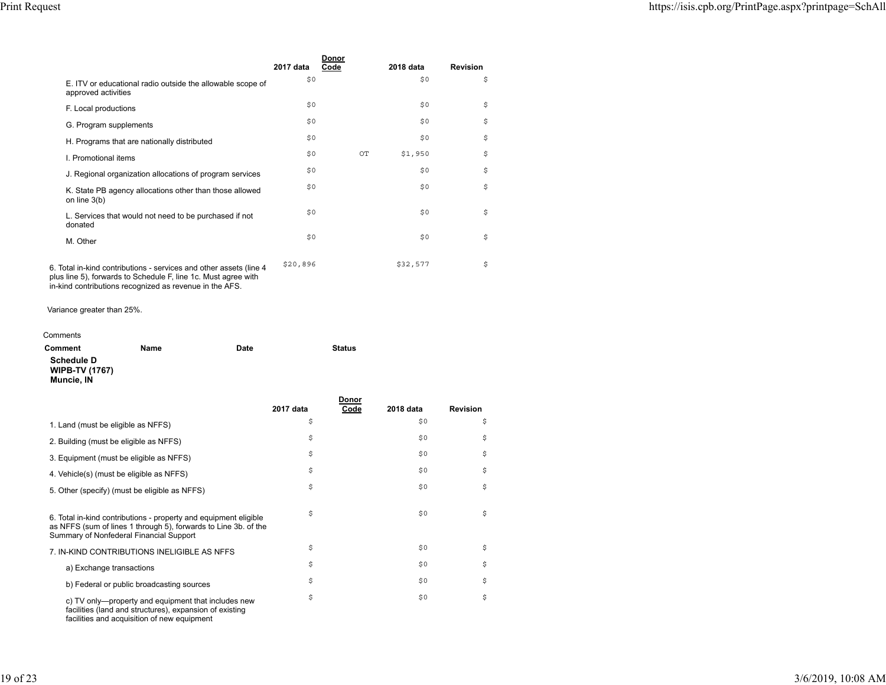| | 2017 data | Donor Code | 2018 data | Revision |
|---|---|---|---|---|
| E. ITV or educational radio outside the allowable scope of approved activities | $0 | | $0 | $ |
| F. Local productions | $0 | | $0 | $ |
| G. Program supplements | $0 | | $0 | $ |
| H. Programs that are nationally distributed | $0 | | $0 | $ |
| I. Promotional items | $0 | OT | $1,950 | $ |
| J. Regional organization allocations of program services | $0 | | $0 | $ |
| K. State PB agency allocations other than those allowed on line 3(b) | $0 | | $0 | $ |
| L. Services that would not need to be purchased if not donated | $0 | | $0 | $ |
| M. Other | $0 | | $0 | $ |
| 6. Total in-kind contributions - services and other assets (line 4 plus line 5), forwards to Schedule F, line 1c. Must agree with in-kind contributions recognized as revenue in the AFS. | $20,896 | | $32,577 | $ |

Variance greater than 25%.

Comments

| Comment | Name | Date | Status |
|---|---|---|---|

**Schedule D**
**WIPB-TV (1767)**
**Muncie, IN**

| | 2017 data | Donor Code | 2018 data | Revision |
|---|---|---|---|---|
| 1. Land (must be eligible as NFFS) | $ | | $0 | $ |
| 2. Building (must be eligible as NFFS) | $ | | $0 | $ |
| 3. Equipment (must be eligible as NFFS) | $ | | $0 | $ |
| 4. Vehicle(s) (must be eligible as NFFS) | $ | | $0 | $ |
| 5. Other (specify) (must be eligible as NFFS) | $ | | $0 | $ |
| 6. Total in-kind contributions - property and equipment eligible as NFFS (sum of lines 1 through 5), forwards to Line 3b. of the Summary of Nonfederal Financial Support | $ | | $0 | $ |
| 7. IN-KIND CONTRIBUTIONS INELIGIBLE AS NFFS | $ | | $0 | $ |
| a) Exchange transactions | $ | | $0 | $ |
| b) Federal or public broadcasting sources | $ | | $0 | $ |
| c) TV only—property and equipment that includes new facilities (land and structures), expansion of existing facilities and acquisition of new equipment | $ | | $0 | $ |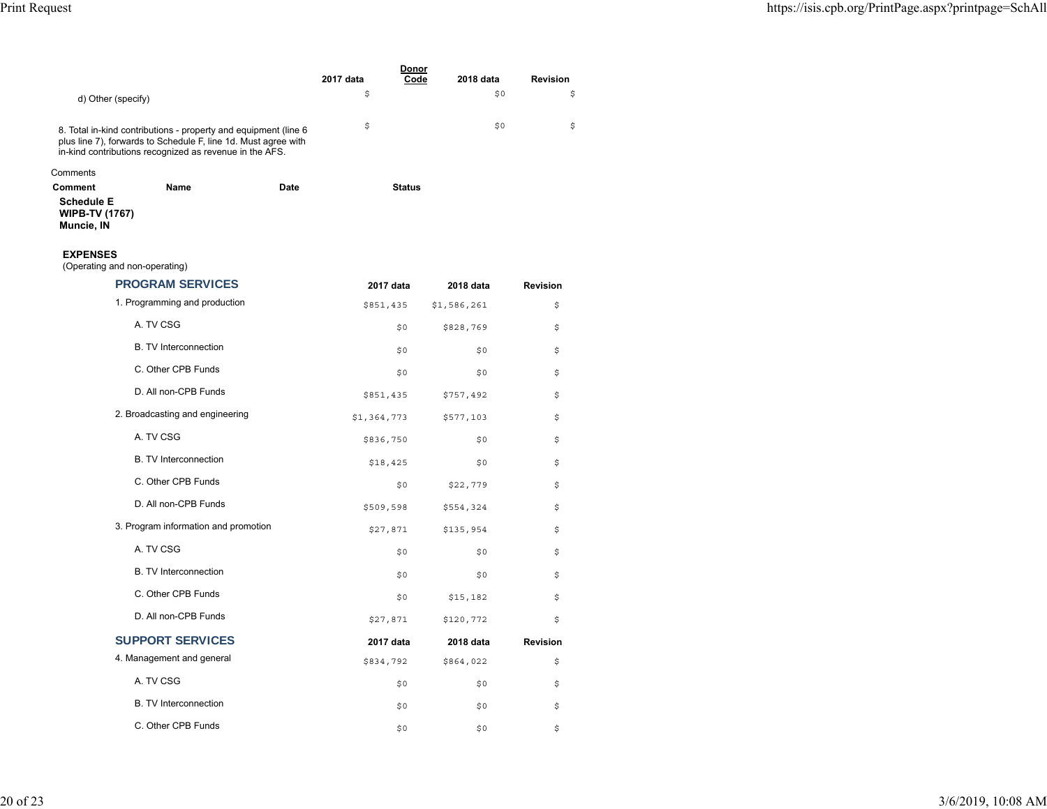| | 2017 data | Donor Code | 2018 data | Revision |
|---|---|---|---|---|
| d) Other (specify) | $ | | $0 | $ |
| 8. Total in-kind contributions - property and equipment (line 6 plus line 7), forwards to Schedule F, line 1d. Must agree with in-kind contributions recognized as revenue in the AFS. | $ | | $0 | $ |

Comments

| Comment | Name | Date | Status |
|---|---|---|---|

**Schedule E**
**WIPB-TV (1767)**
**Muncie, IN**

**EXPENSES**
(Operating and non-operating)

| PROGRAM SERVICES | 2017 data | 2018 data | Revision |
|---|---|---|---|
| 1. Programming and production | $851,435 | $1,586,261 | $ |
| A. TV CSG | $0 | $828,769 | $ |
| B. TV Interconnection | $0 | $0 | $ |
| C. Other CPB Funds | $0 | $0 | $ |
| D. All non-CPB Funds | $851,435 | $757,492 | $ |
| 2. Broadcasting and engineering | $1,364,773 | $577,103 | $ |
| A. TV CSG | $836,750 | $0 | $ |
| B. TV Interconnection | $18,425 | $0 | $ |
| C. Other CPB Funds | $0 | $22,779 | $ |
| D. All non-CPB Funds | $509,598 | $554,324 | $ |
| 3. Program information and promotion | $27,871 | $135,954 | $ |
| A. TV CSG | $0 | $0 | $ |
| B. TV Interconnection | $0 | $0 | $ |
| C. Other CPB Funds | $0 | $15,182 | $ |
| D. All non-CPB Funds | $27,871 | $120,772 | $ |

| SUPPORT SERVICES | 2017 data | 2018 data | Revision |
|---|---|---|---|
| 4. Management and general | $834,792 | $864,022 | $ |
| A. TV CSG | $0 | $0 | $ |
| B. TV Interconnection | $0 | $0 | $ |
| C. Other CPB Funds | $0 | $0 | $ |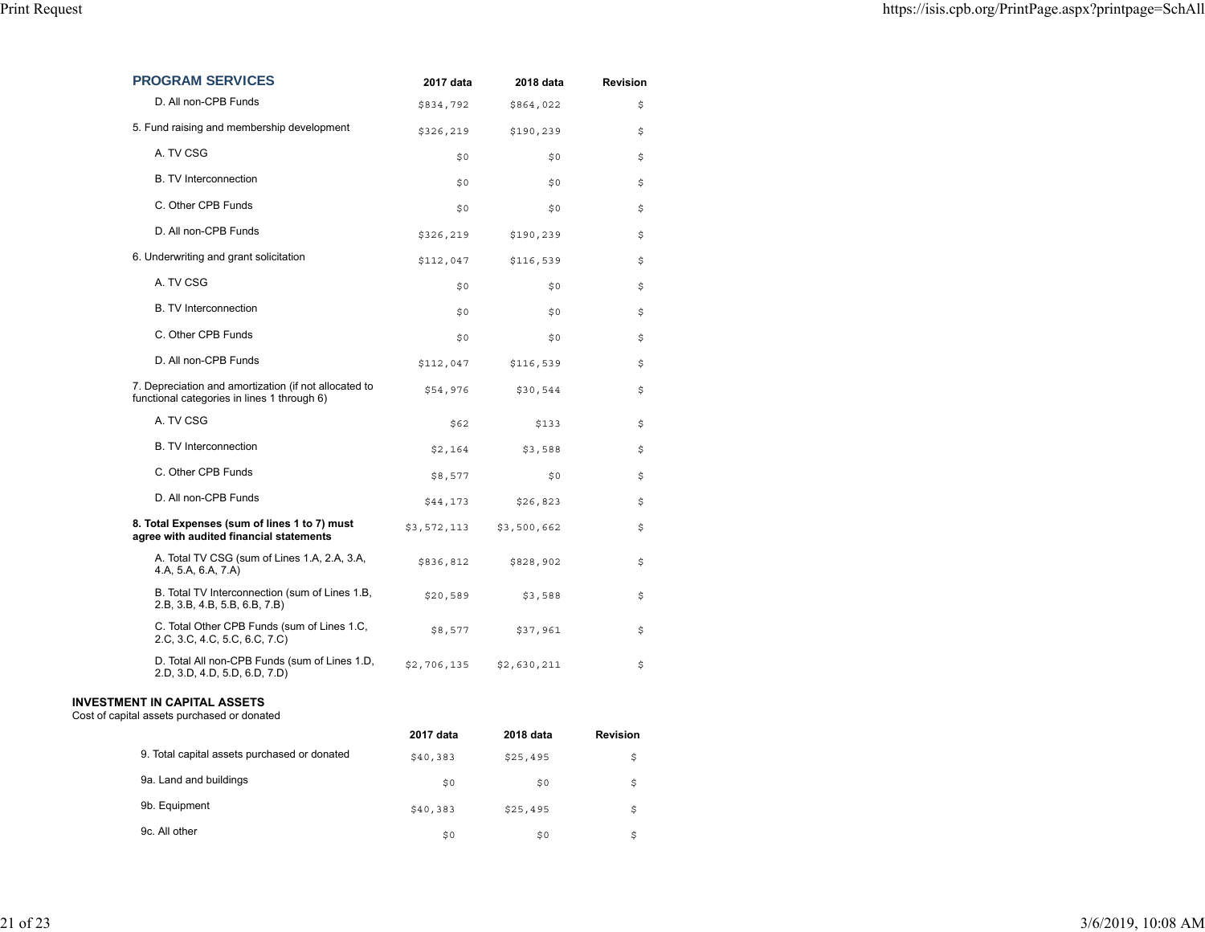## PROGRAM SERVICES

| | 2017 data | 2018 data | Revision |
|---|---|---|---|
| D. All non-CPB Funds | $834,792 | $864,022 | $ |
| 5. Fund raising and membership development | $326,219 | $190,239 | $ |
| A. TV CSG | $0 | $0 | $ |
| B. TV Interconnection | $0 | $0 | $ |
| C. Other CPB Funds | $0 | $0 | $ |
| D. All non-CPB Funds | $326,219 | $190,239 | $ |
| 6. Underwriting and grant solicitation | $112,047 | $116,539 | $ |
| A. TV CSG | $0 | $0 | $ |
| B. TV Interconnection | $0 | $0 | $ |
| C. Other CPB Funds | $0 | $0 | $ |
| D. All non-CPB Funds | $112,047 | $116,539 | $ |
| 7. Depreciation and amortization (if not allocated to functional categories in lines 1 through 6) | $54,976 | $30,544 | $ |
| A. TV CSG | $62 | $133 | $ |
| B. TV Interconnection | $2,164 | $3,588 | $ |
| C. Other CPB Funds | $8,577 | $0 | $ |
| D. All non-CPB Funds | $44,173 | $26,823 | $ |
| **8. Total Expenses (sum of lines 1 to 7) must agree with audited financial statements** | $3,572,113 | $3,500,662 | $ |
| A. Total TV CSG (sum of Lines 1.A, 2.A, 3.A, 4.A, 5.A, 6.A, 7.A) | $836,812 | $828,902 | $ |
| B. Total TV Interconnection (sum of Lines 1.B, 2.B, 3.B, 4.B, 5.B, 6.B, 7.B) | $20,589 | $3,588 | $ |
| C. Total Other CPB Funds (sum of Lines 1.C, 2.C, 3.C, 4.C, 5.C, 6.C, 7.C) | $8,577 | $37,961 | $ |
| D. Total All non-CPB Funds (sum of Lines 1.D, 2.D, 3.D, 4.D, 5.D, 6.D, 7.D) | $2,706,135 | $2,630,211 | $ |

**INVESTMENT IN CAPITAL ASSETS**

Cost of capital assets purchased or donated

| | 2017 data | 2018 data | Revision |
|---|---|---|---|
| 9. Total capital assets purchased or donated | $40,383 | $25,495 | $ |
| 9a. Land and buildings | $0 | $0 | $ |
| 9b. Equipment | $40,383 | $25,495 | $ |
| 9c. All other | $0 | $0 | $ |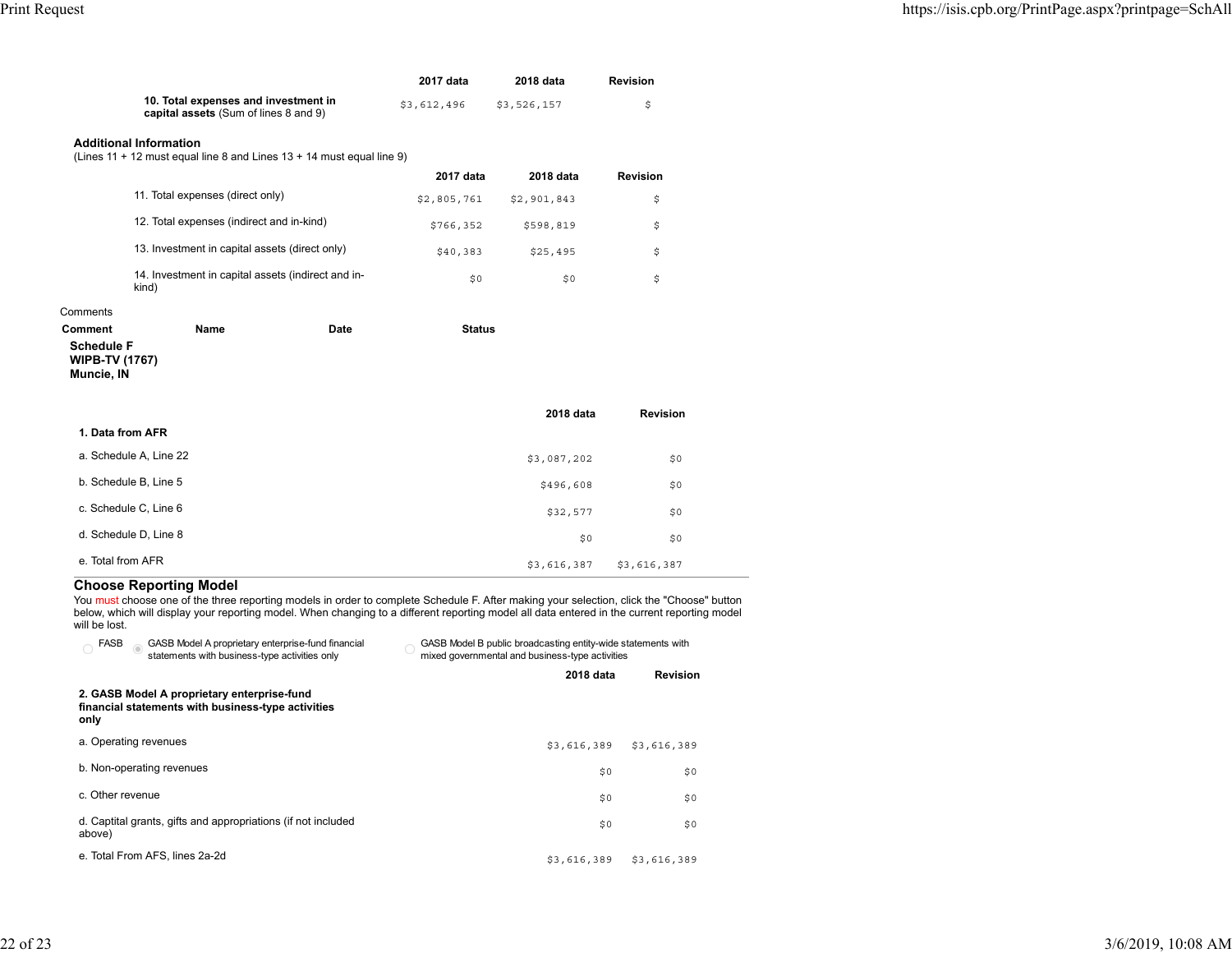| | 2017 data | 2018 data | Revision |
|---|---|---|---|
| **10. Total expenses and investment in capital assets** (Sum of lines 8 and 9) | $3,612,496 | $3,526,157 | $ |

**Additional Information**
(Lines 11 + 12 must equal line 8 and Lines 13 + 14 must equal line 9)

| | 2017 data | 2018 data | Revision |
|---|---|---|---|
| 11. Total expenses (direct only) | $2,805,761 | $2,901,843 | $ |
| 12. Total expenses (indirect and in-kind) | $766,352 | $598,819 | $ |
| 13. Investment in capital assets (direct only) | $40,383 | $25,495 | $ |
| 14. Investment in capital assets (indirect and in-kind) | $0 | $0 | $ |

Comments

| Comment | Name | Date | Status |
|---|---|---|---|

**Schedule F**
**WIPB-TV (1767)**
**Muncie, IN**

| | 2018 data | Revision |
|---|---|---|
| **1. Data from AFR** | | |
| a. Schedule A, Line 22 | $3,087,202 | $0 |
| b. Schedule B, Line 5 | $496,608 | $0 |
| c. Schedule C, Line 6 | $32,577 | $0 |
| d. Schedule D, Line 8 | $0 | $0 |
| e. Total from AFR | $3,616,387 | $3,616,387 |

## Choose Reporting Model

You must choose one of the three reporting models in order to complete Schedule F. After making your selection, click the "Choose" button below, which will display your reporting model. When changing to a different reporting model all data entered in the current reporting model will be lost.

- ○ FASB
- ◉ GASB Model A proprietary enterprise-fund financial statements with business-type activities only
- ○ GASB Model B public broadcasting entity-wide statements with mixed governmental and business-type activities

| | 2018 data | Revision |
|---|---|---|
| **2. GASB Model A proprietary enterprise-fund financial statements with business-type activities only** | | |
| a. Operating revenues | $3,616,389 | $3,616,389 |
| b. Non-operating revenues | $0 | $0 |
| c. Other revenue | $0 | $0 |
| d. Captital grants, gifts and appropriations (if not included above) | $0 | $0 |
| e. Total From AFS, lines 2a-2d | $3,616,389 | $3,616,389 |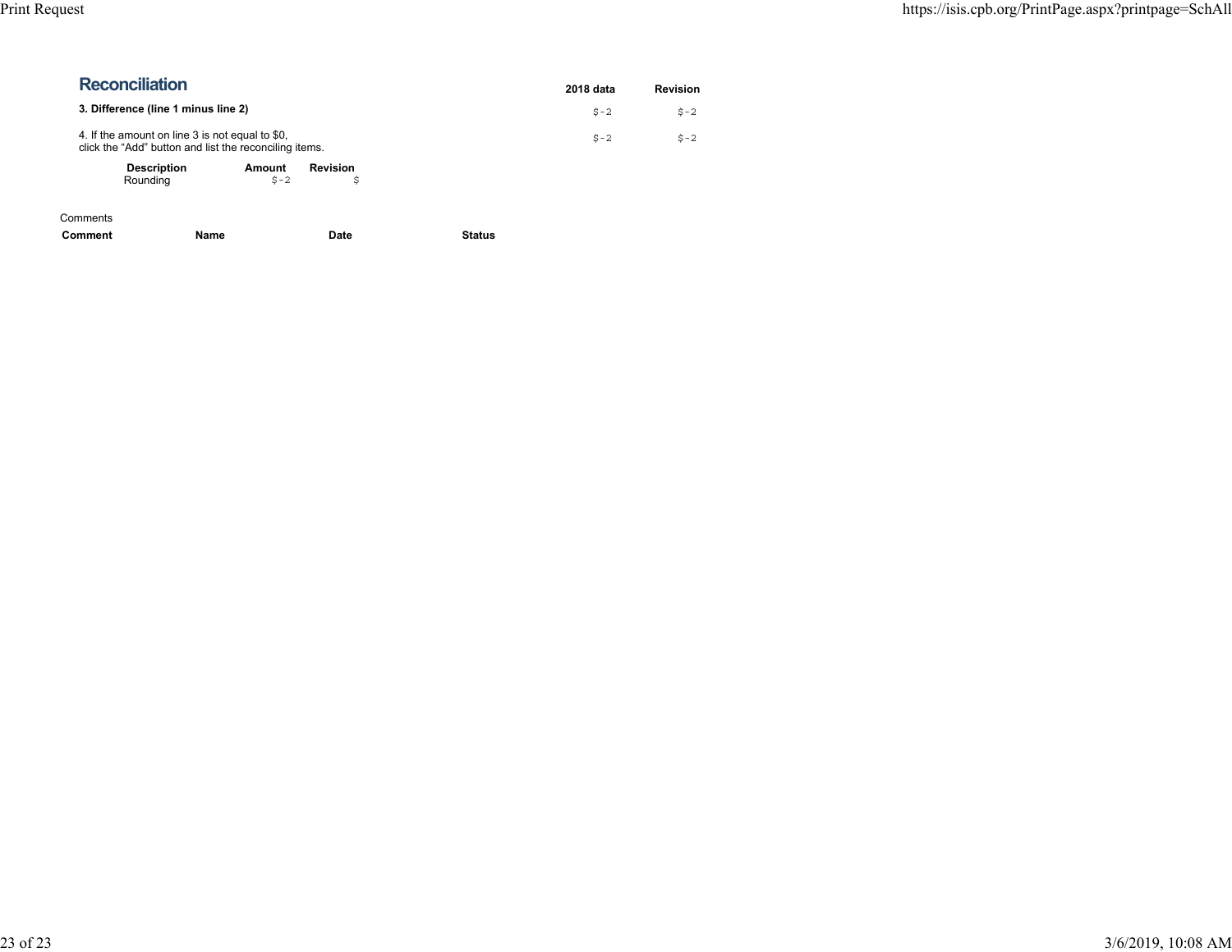## Reconciliation

| | 2018 data | Revision |
|---|---|---|
| **3. Difference (line 1 minus line 2)** | $-2 | $-2 |
| 4. If the amount on line 3 is not equal to $0, click the “Add” button and list the reconciling items. | $-2 | $-2 |

| Description | Amount | Revision |
|---|---|---|
| Rounding | $-2 | $ |

Comments

| Comment | Name | Date | Status |
|---|---|---|---|